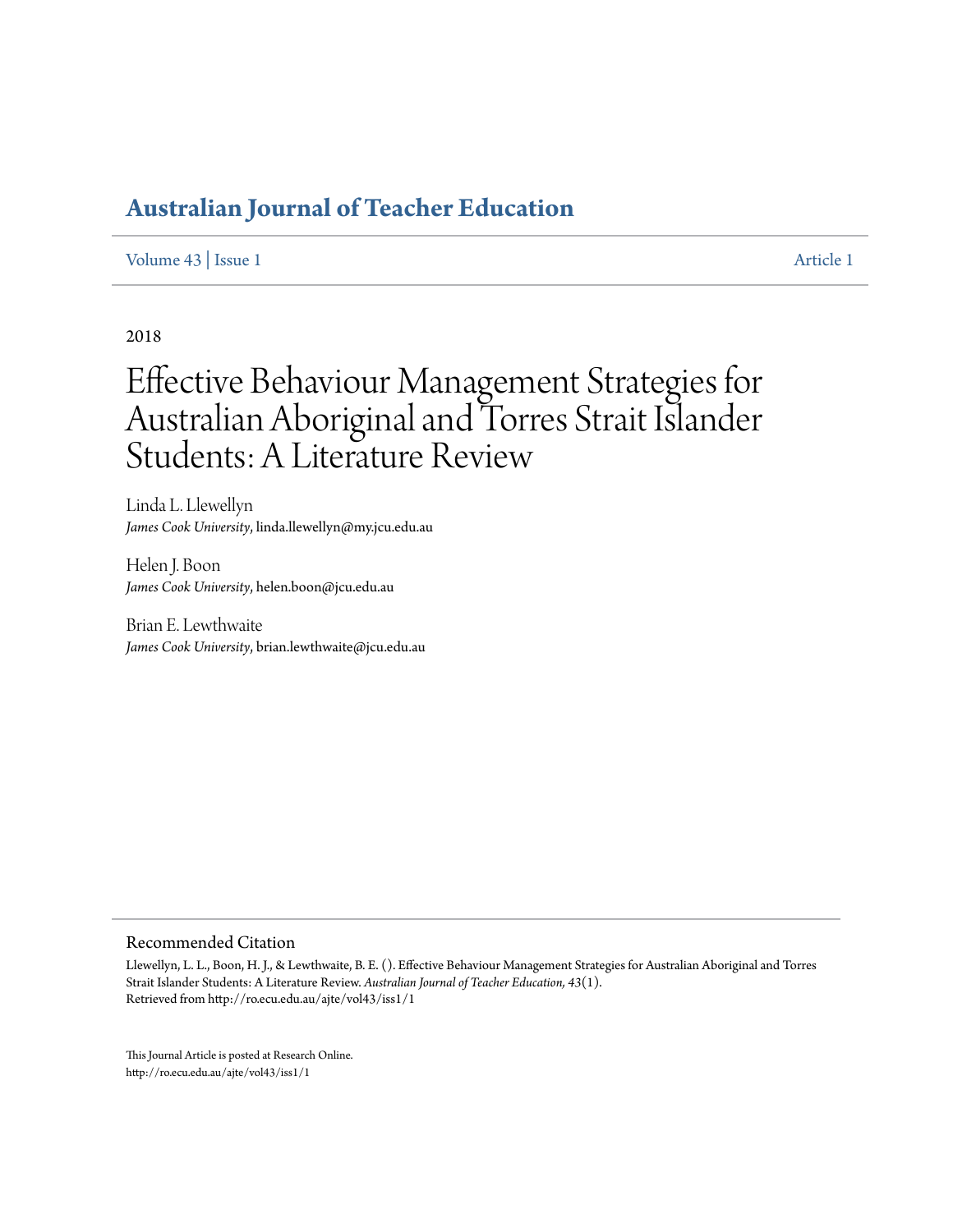# Australian Journal of Teacher Education

Volume 43 | Issue 1 Article 1

2018

# Effective Behaviour Management Strategies for Australian Aboriginal and Torres Strait Islander Students: A Literature Review

Linda L. Llewellyn
*James Cook University*, linda.llewellyn@my.jcu.edu.au

Helen J. Boon
*James Cook University*, helen.boon@jcu.edu.au

Brian E. Lewthwaite
*James Cook University*, brian.lewthwaite@jcu.edu.au

## Recommended Citation

Llewellyn, L. L., Boon, H. J., & Lewthwaite, B. E. (). Effective Behaviour Management Strategies for Australian Aboriginal and Torres Strait Islander Students: A Literature Review. *Australian Journal of Teacher Education, 43*(1).
Retrieved from http://ro.ecu.edu.au/ajte/vol43/iss1/1

This Journal Article is posted at Research Online.
http://ro.ecu.edu.au/ajte/vol43/iss1/1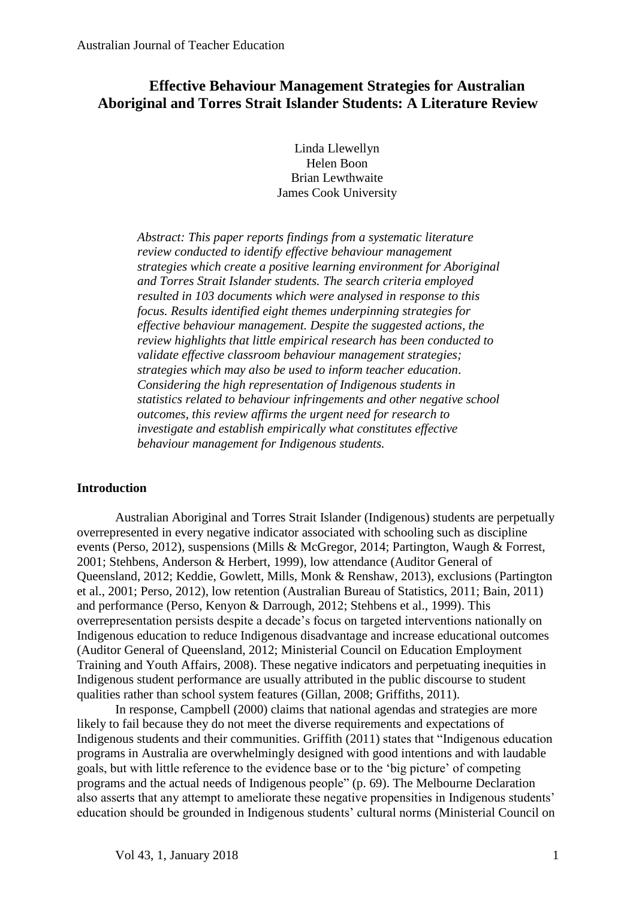# Effective Behaviour Management Strategies for Australian Aboriginal and Torres Strait Islander Students: A Literature Review

Linda Llewellyn
Helen Boon
Brian Lewthwaite
James Cook University

*Abstract: This paper reports findings from a systematic literature review conducted to identify effective behaviour management strategies which create a positive learning environment for Aboriginal and Torres Strait Islander students. The search criteria employed resulted in 103 documents which were analysed in response to this focus. Results identified eight themes underpinning strategies for effective behaviour management. Despite the suggested actions, the review highlights that little empirical research has been conducted to validate effective classroom behaviour management strategies; strategies which may also be used to inform teacher education. Considering the high representation of Indigenous students in statistics related to behaviour infringements and other negative school outcomes, this review affirms the urgent need for research to investigate and establish empirically what constitutes effective behaviour management for Indigenous students.*

## Introduction

Australian Aboriginal and Torres Strait Islander (Indigenous) students are perpetually overrepresented in every negative indicator associated with schooling such as discipline events (Perso, 2012), suspensions (Mills & McGregor, 2014; Partington, Waugh & Forrest, 2001; Stehbens, Anderson & Herbert, 1999), low attendance (Auditor General of Queensland, 2012; Keddie, Gowlett, Mills, Monk & Renshaw, 2013), exclusions (Partington et al., 2001; Perso, 2012), low retention (Australian Bureau of Statistics, 2011; Bain, 2011) and performance (Perso, Kenyon & Darrough, 2012; Stehbens et al., 1999). This overrepresentation persists despite a decade's focus on targeted interventions nationally on Indigenous education to reduce Indigenous disadvantage and increase educational outcomes (Auditor General of Queensland, 2012; Ministerial Council on Education Employment Training and Youth Affairs, 2008). These negative indicators and perpetuating inequities in Indigenous student performance are usually attributed in the public discourse to student qualities rather than school system features (Gillan, 2008; Griffiths, 2011).

In response, Campbell (2000) claims that national agendas and strategies are more likely to fail because they do not meet the diverse requirements and expectations of Indigenous students and their communities. Griffith (2011) states that "Indigenous education programs in Australia are overwhelmingly designed with good intentions and with laudable goals, but with little reference to the evidence base or to the 'big picture' of competing programs and the actual needs of Indigenous people" (p. 69). The Melbourne Declaration also asserts that any attempt to ameliorate these negative propensities in Indigenous students' education should be grounded in Indigenous students' cultural norms (Ministerial Council on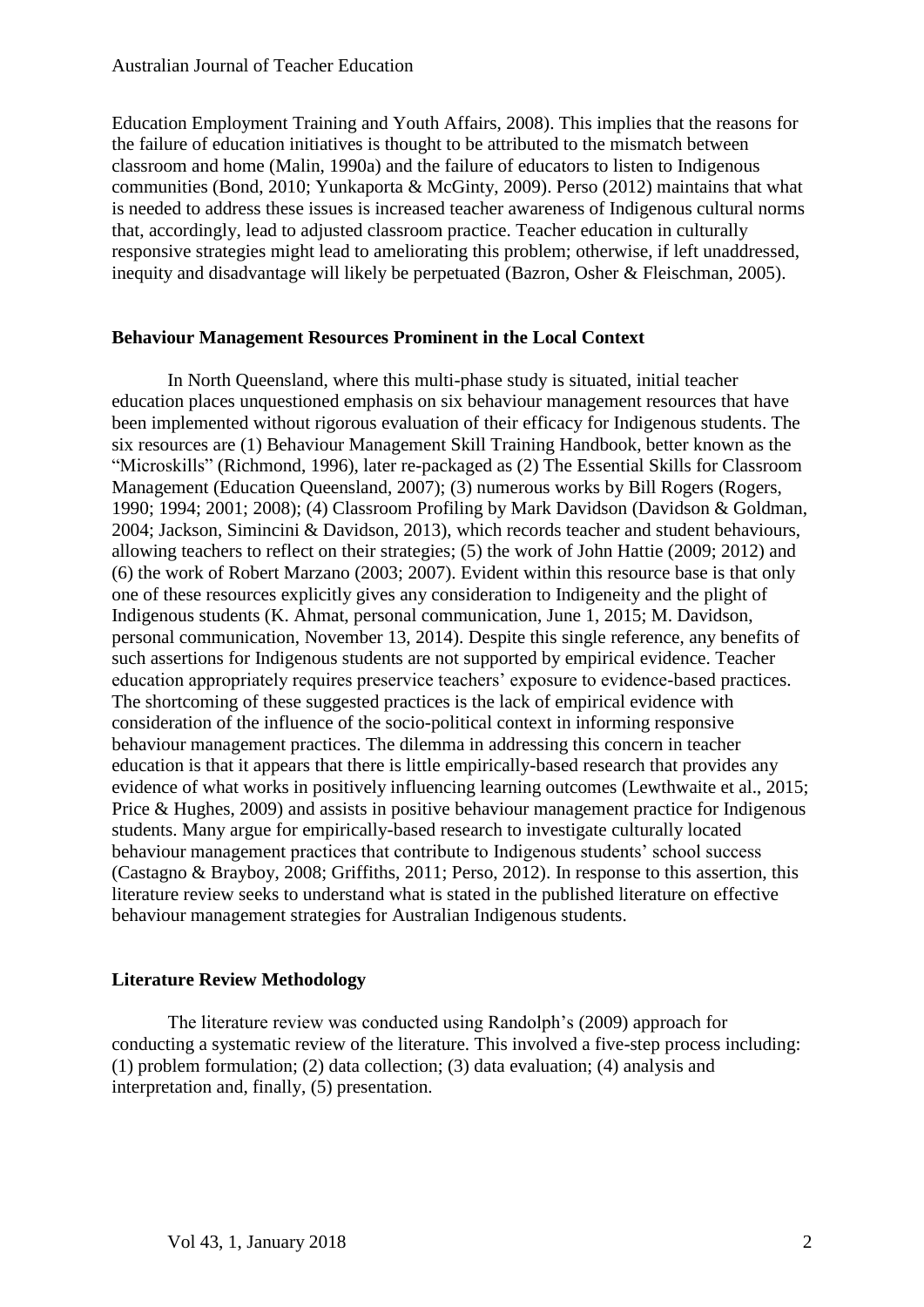Education Employment Training and Youth Affairs, 2008). This implies that the reasons for the failure of education initiatives is thought to be attributed to the mismatch between classroom and home (Malin, 1990a) and the failure of educators to listen to Indigenous communities (Bond, 2010; Yunkaporta & McGinty, 2009). Perso (2012) maintains that what is needed to address these issues is increased teacher awareness of Indigenous cultural norms that, accordingly, lead to adjusted classroom practice. Teacher education in culturally responsive strategies might lead to ameliorating this problem; otherwise, if left unaddressed, inequity and disadvantage will likely be perpetuated (Bazron, Osher & Fleischman, 2005).

## Behaviour Management Resources Prominent in the Local Context

In North Queensland, where this multi-phase study is situated, initial teacher education places unquestioned emphasis on six behaviour management resources that have been implemented without rigorous evaluation of their efficacy for Indigenous students. The six resources are (1) Behaviour Management Skill Training Handbook, better known as the "Microskills" (Richmond, 1996), later re-packaged as (2) The Essential Skills for Classroom Management (Education Queensland, 2007); (3) numerous works by Bill Rogers (Rogers, 1990; 1994; 2001; 2008); (4) Classroom Profiling by Mark Davidson (Davidson & Goldman, 2004; Jackson, Simincini & Davidson, 2013), which records teacher and student behaviours, allowing teachers to reflect on their strategies; (5) the work of John Hattie (2009; 2012) and (6) the work of Robert Marzano (2003; 2007). Evident within this resource base is that only one of these resources explicitly gives any consideration to Indigeneity and the plight of Indigenous students (K. Ahmat, personal communication, June 1, 2015; M. Davidson, personal communication, November 13, 2014). Despite this single reference, any benefits of such assertions for Indigenous students are not supported by empirical evidence. Teacher education appropriately requires preservice teachers' exposure to evidence-based practices. The shortcoming of these suggested practices is the lack of empirical evidence with consideration of the influence of the socio-political context in informing responsive behaviour management practices. The dilemma in addressing this concern in teacher education is that it appears that there is little empirically-based research that provides any evidence of what works in positively influencing learning outcomes (Lewthwaite et al., 2015; Price & Hughes, 2009) and assists in positive behaviour management practice for Indigenous students. Many argue for empirically-based research to investigate culturally located behaviour management practices that contribute to Indigenous students' school success (Castagno & Brayboy, 2008; Griffiths, 2011; Perso, 2012). In response to this assertion, this literature review seeks to understand what is stated in the published literature on effective behaviour management strategies for Australian Indigenous students.

## Literature Review Methodology

The literature review was conducted using Randolph's (2009) approach for conducting a systematic review of the literature. This involved a five-step process including: (1) problem formulation; (2) data collection; (3) data evaluation; (4) analysis and interpretation and, finally, (5) presentation.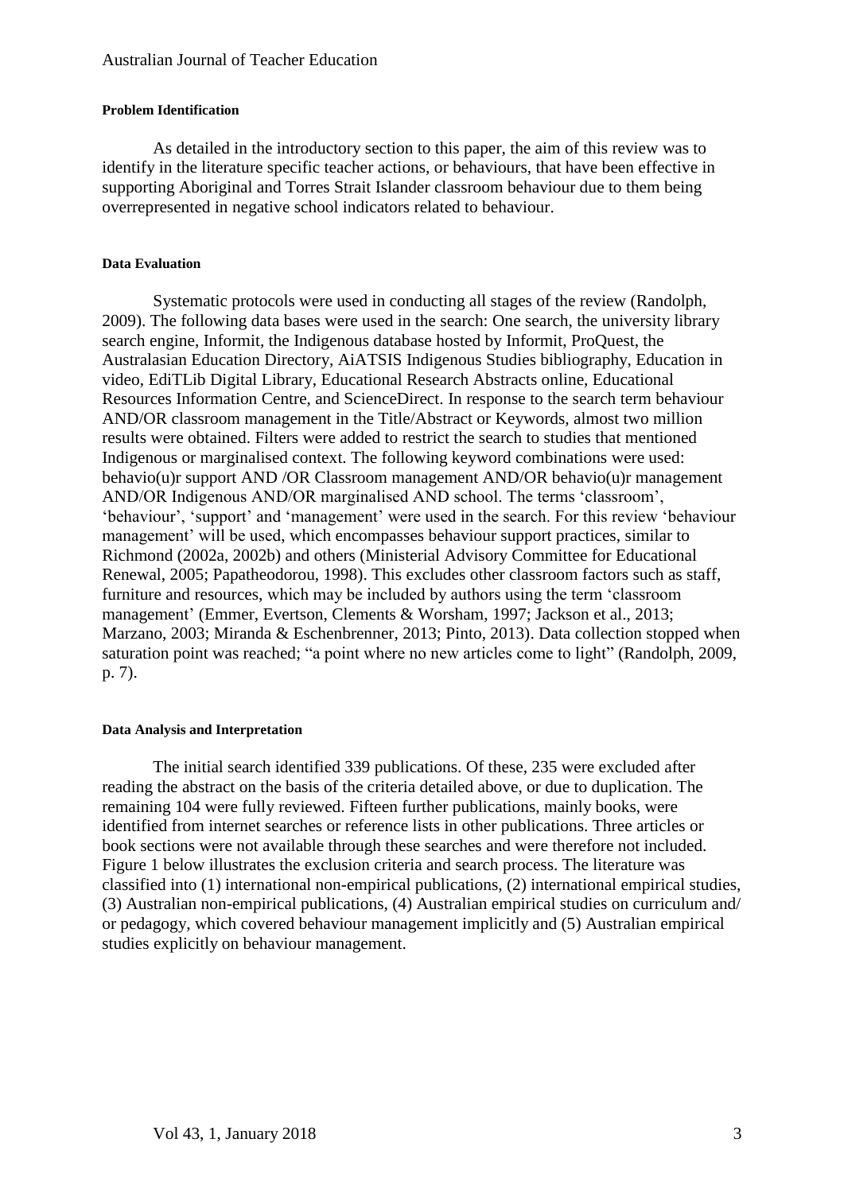#### Problem Identification

As detailed in the introductory section to this paper, the aim of this review was to identify in the literature specific teacher actions, or behaviours, that have been effective in supporting Aboriginal and Torres Strait Islander classroom behaviour due to them being overrepresented in negative school indicators related to behaviour.

#### Data Evaluation

Systematic protocols were used in conducting all stages of the review (Randolph, 2009). The following data bases were used in the search: One search, the university library search engine, Informit, the Indigenous database hosted by Informit, ProQuest, the Australasian Education Directory, AiATSIS Indigenous Studies bibliography, Education in video, EdiTLib Digital Library, Educational Research Abstracts online, Educational Resources Information Centre, and ScienceDirect. In response to the search term behaviour AND/OR classroom management in the Title/Abstract or Keywords, almost two million results were obtained. Filters were added to restrict the search to studies that mentioned Indigenous or marginalised context. The following keyword combinations were used: behavio(u)r support AND /OR Classroom management AND/OR behavio(u)r management AND/OR Indigenous AND/OR marginalised AND school. The terms 'classroom', 'behaviour', 'support' and 'management' were used in the search. For this review 'behaviour management' will be used, which encompasses behaviour support practices, similar to Richmond (2002a, 2002b) and others (Ministerial Advisory Committee for Educational Renewal, 2005; Papatheodorou, 1998). This excludes other classroom factors such as staff, furniture and resources, which may be included by authors using the term 'classroom management' (Emmer, Evertson, Clements & Worsham, 1997; Jackson et al., 2013; Marzano, 2003; Miranda & Eschenbrenner, 2013; Pinto, 2013). Data collection stopped when saturation point was reached; "a point where no new articles come to light" (Randolph, 2009, p. 7).

#### Data Analysis and Interpretation

The initial search identified 339 publications. Of these, 235 were excluded after reading the abstract on the basis of the criteria detailed above, or due to duplication. The remaining 104 were fully reviewed. Fifteen further publications, mainly books, were identified from internet searches or reference lists in other publications. Three articles or book sections were not available through these searches and were therefore not included. Figure 1 below illustrates the exclusion criteria and search process. The literature was classified into (1) international non-empirical publications, (2) international empirical studies, (3) Australian non-empirical publications, (4) Australian empirical studies on curriculum and/ or pedagogy, which covered behaviour management implicitly and (5) Australian empirical studies explicitly on behaviour management.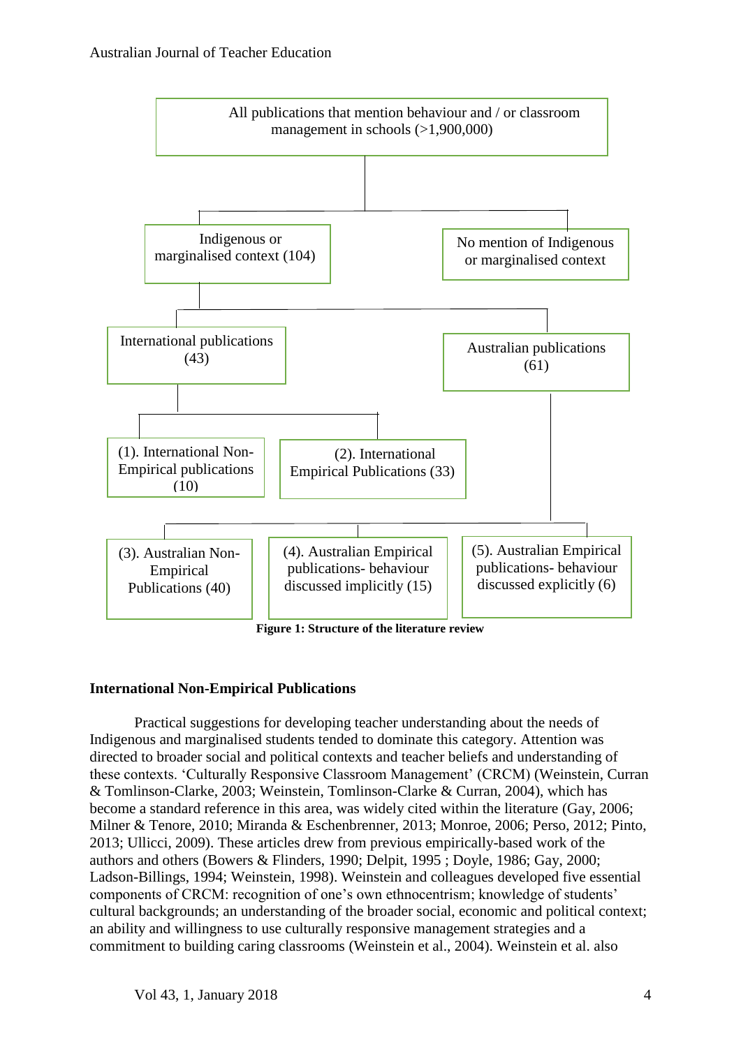All publications that mention behaviour and / or classroom management in schools (>1,900,000)

Indigenous or marginalised context (104)

No mention of Indigenous or marginalised context

International publications (43)

Australian publications (61)

(1). International Non-Empirical publications (10)

(2). International Empirical Publications (33)

(3). Australian Non-Empirical Publications (40)

(4). Australian Empirical publications- behaviour discussed implicitly (15)

(5). Australian Empirical publications- behaviour discussed explicitly (6)

**Figure 1: Structure of the literature review**

### International Non-Empirical Publications

Practical suggestions for developing teacher understanding about the needs of Indigenous and marginalised students tended to dominate this category. Attention was directed to broader social and political contexts and teacher beliefs and understanding of these contexts. 'Culturally Responsive Classroom Management' (CRCM) (Weinstein, Curran & Tomlinson-Clarke, 2003; Weinstein, Tomlinson-Clarke & Curran, 2004), which has become a standard reference in this area, was widely cited within the literature (Gay, 2006; Milner & Tenore, 2010; Miranda & Eschenbrenner, 2013; Monroe, 2006; Perso, 2012; Pinto, 2013; Ullicci, 2009). These articles drew from previous empirically-based work of the authors and others (Bowers & Flinders, 1990; Delpit, 1995 ; Doyle, 1986; Gay, 2000; Ladson-Billings, 1994; Weinstein, 1998). Weinstein and colleagues developed five essential components of CRCM: recognition of one's own ethnocentrism; knowledge of students' cultural backgrounds; an understanding of the broader social, economic and political context; an ability and willingness to use culturally responsive management strategies and a commitment to building caring classrooms (Weinstein et al., 2004). Weinstein et al. also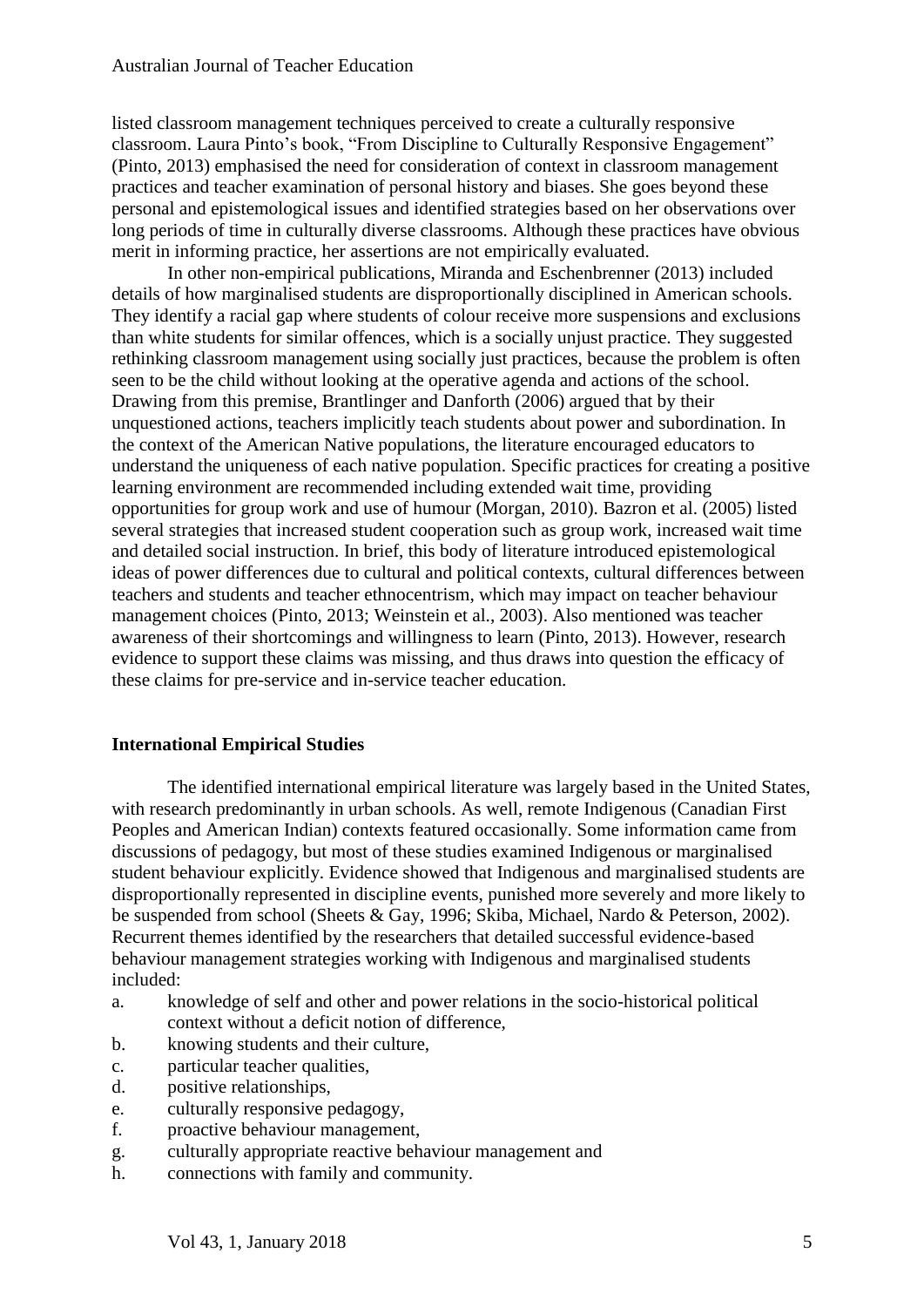listed classroom management techniques perceived to create a culturally responsive classroom. Laura Pinto's book, "From Discipline to Culturally Responsive Engagement" (Pinto, 2013) emphasised the need for consideration of context in classroom management practices and teacher examination of personal history and biases. She goes beyond these personal and epistemological issues and identified strategies based on her observations over long periods of time in culturally diverse classrooms. Although these practices have obvious merit in informing practice, her assertions are not empirically evaluated.

In other non-empirical publications, Miranda and Eschenbrenner (2013) included details of how marginalised students are disproportionally disciplined in American schools. They identify a racial gap where students of colour receive more suspensions and exclusions than white students for similar offences, which is a socially unjust practice. They suggested rethinking classroom management using socially just practices, because the problem is often seen to be the child without looking at the operative agenda and actions of the school. Drawing from this premise, Brantlinger and Danforth (2006) argued that by their unquestioned actions, teachers implicitly teach students about power and subordination. In the context of the American Native populations, the literature encouraged educators to understand the uniqueness of each native population. Specific practices for creating a positive learning environment are recommended including extended wait time, providing opportunities for group work and use of humour (Morgan, 2010). Bazron et al. (2005) listed several strategies that increased student cooperation such as group work, increased wait time and detailed social instruction. In brief, this body of literature introduced epistemological ideas of power differences due to cultural and political contexts, cultural differences between teachers and students and teacher ethnocentrism, which may impact on teacher behaviour management choices (Pinto, 2013; Weinstein et al., 2003). Also mentioned was teacher awareness of their shortcomings and willingness to learn (Pinto, 2013). However, research evidence to support these claims was missing, and thus draws into question the efficacy of these claims for pre-service and in-service teacher education.

## International Empirical Studies

The identified international empirical literature was largely based in the United States, with research predominantly in urban schools. As well, remote Indigenous (Canadian First Peoples and American Indian) contexts featured occasionally. Some information came from discussions of pedagogy, but most of these studies examined Indigenous or marginalised student behaviour explicitly. Evidence showed that Indigenous and marginalised students are disproportionally represented in discipline events, punished more severely and more likely to be suspended from school (Sheets & Gay, 1996; Skiba, Michael, Nardo & Peterson, 2002). Recurrent themes identified by the researchers that detailed successful evidence-based behaviour management strategies working with Indigenous and marginalised students included:

a. knowledge of self and other and power relations in the socio-historical political context without a deficit notion of difference,
b. knowing students and their culture,
c. particular teacher qualities,
d. positive relationships,
e. culturally responsive pedagogy,
f. proactive behaviour management,
g. culturally appropriate reactive behaviour management and
h. connections with family and community.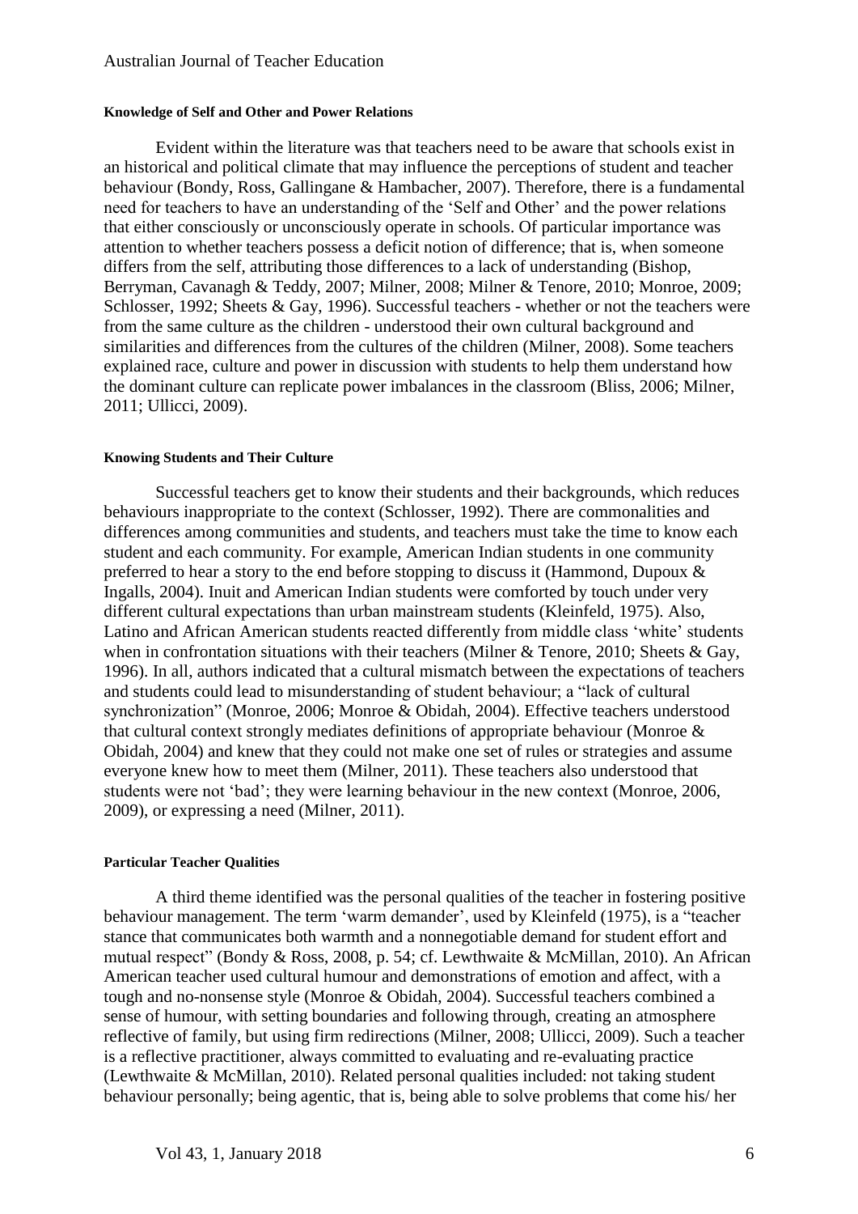#### Knowledge of Self and Other and Power Relations

Evident within the literature was that teachers need to be aware that schools exist in an historical and political climate that may influence the perceptions of student and teacher behaviour (Bondy, Ross, Gallingane & Hambacher, 2007). Therefore, there is a fundamental need for teachers to have an understanding of the 'Self and Other' and the power relations that either consciously or unconsciously operate in schools. Of particular importance was attention to whether teachers possess a deficit notion of difference; that is, when someone differs from the self, attributing those differences to a lack of understanding (Bishop, Berryman, Cavanagh & Teddy, 2007; Milner, 2008; Milner & Tenore, 2010; Monroe, 2009; Schlosser, 1992; Sheets & Gay, 1996). Successful teachers - whether or not the teachers were from the same culture as the children - understood their own cultural background and similarities and differences from the cultures of the children (Milner, 2008). Some teachers explained race, culture and power in discussion with students to help them understand how the dominant culture can replicate power imbalances in the classroom (Bliss, 2006; Milner, 2011; Ullicci, 2009).

#### Knowing Students and Their Culture

Successful teachers get to know their students and their backgrounds, which reduces behaviours inappropriate to the context (Schlosser, 1992). There are commonalities and differences among communities and students, and teachers must take the time to know each student and each community. For example, American Indian students in one community preferred to hear a story to the end before stopping to discuss it (Hammond, Dupoux & Ingalls, 2004). Inuit and American Indian students were comforted by touch under very different cultural expectations than urban mainstream students (Kleinfeld, 1975). Also, Latino and African American students reacted differently from middle class 'white' students when in confrontation situations with their teachers (Milner & Tenore, 2010; Sheets & Gay, 1996). In all, authors indicated that a cultural mismatch between the expectations of teachers and students could lead to misunderstanding of student behaviour; a "lack of cultural synchronization" (Monroe, 2006; Monroe & Obidah, 2004). Effective teachers understood that cultural context strongly mediates definitions of appropriate behaviour (Monroe & Obidah, 2004) and knew that they could not make one set of rules or strategies and assume everyone knew how to meet them (Milner, 2011). These teachers also understood that students were not 'bad'; they were learning behaviour in the new context (Monroe, 2006, 2009), or expressing a need (Milner, 2011).

#### Particular Teacher Qualities

A third theme identified was the personal qualities of the teacher in fostering positive behaviour management. The term 'warm demander', used by Kleinfeld (1975), is a "teacher stance that communicates both warmth and a nonnegotiable demand for student effort and mutual respect" (Bondy & Ross, 2008, p. 54; cf. Lewthwaite & McMillan, 2010). An African American teacher used cultural humour and demonstrations of emotion and affect, with a tough and no-nonsense style (Monroe & Obidah, 2004). Successful teachers combined a sense of humour, with setting boundaries and following through, creating an atmosphere reflective of family, but using firm redirections (Milner, 2008; Ullicci, 2009). Such a teacher is a reflective practitioner, always committed to evaluating and re-evaluating practice (Lewthwaite & McMillan, 2010). Related personal qualities included: not taking student behaviour personally; being agentic, that is, being able to solve problems that come his/ her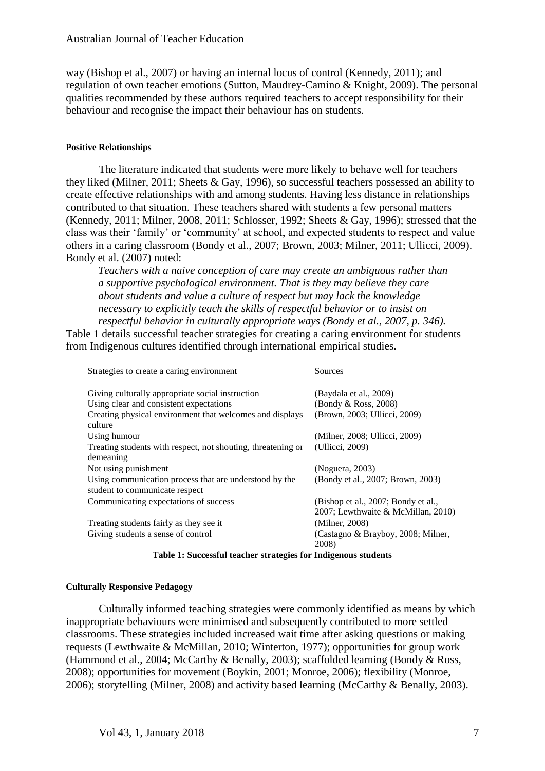way (Bishop et al., 2007) or having an internal locus of control (Kennedy, 2011); and regulation of own teacher emotions (Sutton, Maudrey-Camino & Knight, 2009). The personal qualities recommended by these authors required teachers to accept responsibility for their behaviour and recognise the impact their behaviour has on students.

#### Positive Relationships

The literature indicated that students were more likely to behave well for teachers they liked (Milner, 2011; Sheets & Gay, 1996), so successful teachers possessed an ability to create effective relationships with and among students. Having less distance in relationships contributed to that situation. These teachers shared with students a few personal matters (Kennedy, 2011; Milner, 2008, 2011; Schlosser, 1992; Sheets & Gay, 1996); stressed that the class was their 'family' or 'community' at school, and expected students to respect and value others in a caring classroom (Bondy et al., 2007; Brown, 2003; Milner, 2011; Ullicci, 2009). Bondy et al. (2007) noted:

> *Teachers with a naive conception of care may create an ambiguous rather than a supportive psychological environment. That is they may believe they care about students and value a culture of respect but may lack the knowledge necessary to explicitly teach the skills of respectful behavior or to insist on respectful behavior in culturally appropriate ways (Bondy et al., 2007, p. 346).*

Table 1 details successful teacher strategies for creating a caring environment for students from Indigenous cultures identified through international empirical studies.

| Strategies to create a caring environment | Sources |
|---|---|
| Giving culturally appropriate social instruction | (Baydala et al., 2009) |
| Using clear and consistent expectations | (Bondy & Ross, 2008) |
| Creating physical environment that welcomes and displays culture | (Brown, 2003; Ullicci, 2009) |
| Using humour | (Milner, 2008; Ullicci, 2009) |
| Treating students with respect, not shouting, threatening or demeaning | (Ullicci, 2009) |
| Not using punishment | (Noguera, 2003) |
| Using communication process that are understood by the student to communicate respect | (Bondy et al., 2007; Brown, 2003) |
| Communicating expectations of success | (Bishop et al., 2007; Bondy et al., 2007; Lewthwaite & McMillan, 2010) |
| Treating students fairly as they see it | (Milner, 2008) |
| Giving students a sense of control | (Castagno & Brayboy, 2008; Milner, 2008) |

**Table 1: Successful teacher strategies for Indigenous students**

#### Culturally Responsive Pedagogy

Culturally informed teaching strategies were commonly identified as means by which inappropriate behaviours were minimised and subsequently contributed to more settled classrooms. These strategies included increased wait time after asking questions or making requests (Lewthwaite & McMillan, 2010; Winterton, 1977); opportunities for group work (Hammond et al., 2004; McCarthy & Benally, 2003); scaffolded learning (Bondy & Ross, 2008); opportunities for movement (Boykin, 2001; Monroe, 2006); flexibility (Monroe, 2006); storytelling (Milner, 2008) and activity based learning (McCarthy & Benally, 2003).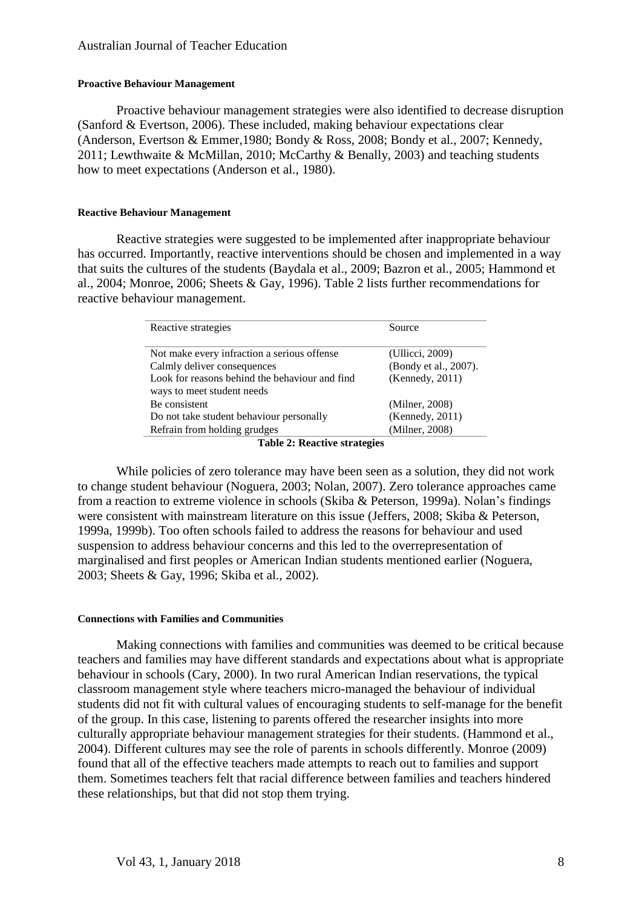#### Proactive Behaviour Management

Proactive behaviour management strategies were also identified to decrease disruption (Sanford & Evertson, 2006). These included, making behaviour expectations clear (Anderson, Evertson & Emmer,1980; Bondy & Ross, 2008; Bondy et al., 2007; Kennedy, 2011; Lewthwaite & McMillan, 2010; McCarthy & Benally, 2003) and teaching students how to meet expectations (Anderson et al., 1980).

#### Reactive Behaviour Management

Reactive strategies were suggested to be implemented after inappropriate behaviour has occurred. Importantly, reactive interventions should be chosen and implemented in a way that suits the cultures of the students (Baydala et al., 2009; Bazron et al., 2005; Hammond et al., 2004; Monroe, 2006; Sheets & Gay, 1996). Table 2 lists further recommendations for reactive behaviour management.

| Reactive strategies | Source |
|---|---|
| Not make every infraction a serious offense | (Ullicci, 2009) |
| Calmly deliver consequences | (Bondy et al., 2007). |
| Look for reasons behind the behaviour and find ways to meet student needs | (Kennedy, 2011) |
| Be consistent | (Milner, 2008) |
| Do not take student behaviour personally | (Kennedy, 2011) |
| Refrain from holding grudges | (Milner, 2008) |

**Table 2: Reactive strategies**

While policies of zero tolerance may have been seen as a solution, they did not work to change student behaviour (Noguera, 2003; Nolan, 2007). Zero tolerance approaches came from a reaction to extreme violence in schools (Skiba & Peterson, 1999a). Nolan's findings were consistent with mainstream literature on this issue (Jeffers, 2008; Skiba & Peterson, 1999a, 1999b). Too often schools failed to address the reasons for behaviour and used suspension to address behaviour concerns and this led to the overrepresentation of marginalised and first peoples or American Indian students mentioned earlier (Noguera, 2003; Sheets & Gay, 1996; Skiba et al., 2002).

#### Connections with Families and Communities

Making connections with families and communities was deemed to be critical because teachers and families may have different standards and expectations about what is appropriate behaviour in schools (Cary, 2000). In two rural American Indian reservations, the typical classroom management style where teachers micro-managed the behaviour of individual students did not fit with cultural values of encouraging students to self-manage for the benefit of the group. In this case, listening to parents offered the researcher insights into more culturally appropriate behaviour management strategies for their students. (Hammond et al., 2004). Different cultures may see the role of parents in schools differently. Monroe (2009) found that all of the effective teachers made attempts to reach out to families and support them. Sometimes teachers felt that racial difference between families and teachers hindered these relationships, but that did not stop them trying.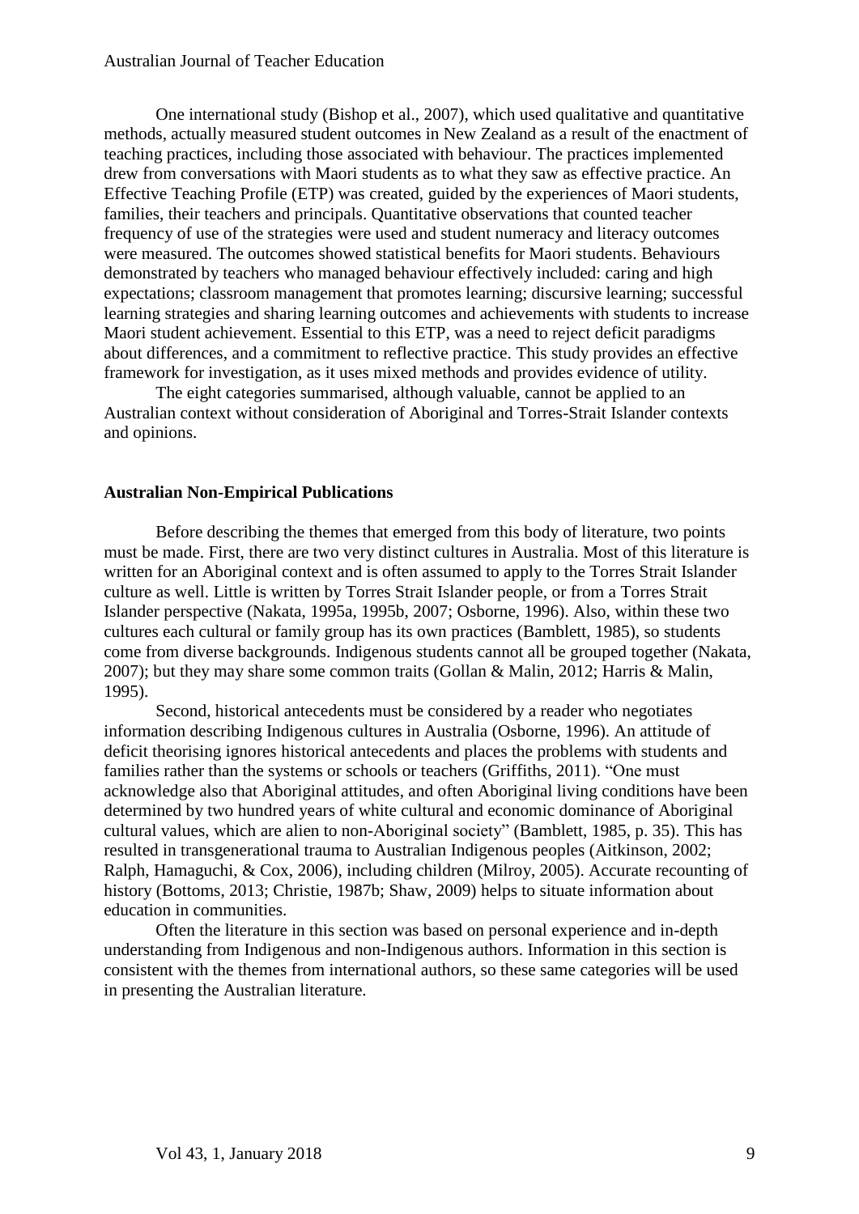One international study (Bishop et al., 2007), which used qualitative and quantitative methods, actually measured student outcomes in New Zealand as a result of the enactment of teaching practices, including those associated with behaviour. The practices implemented drew from conversations with Maori students as to what they saw as effective practice. An Effective Teaching Profile (ETP) was created, guided by the experiences of Maori students, families, their teachers and principals. Quantitative observations that counted teacher frequency of use of the strategies were used and student numeracy and literacy outcomes were measured. The outcomes showed statistical benefits for Maori students. Behaviours demonstrated by teachers who managed behaviour effectively included: caring and high expectations; classroom management that promotes learning; discursive learning; successful learning strategies and sharing learning outcomes and achievements with students to increase Maori student achievement. Essential to this ETP, was a need to reject deficit paradigms about differences, and a commitment to reflective practice. This study provides an effective framework for investigation, as it uses mixed methods and provides evidence of utility.

The eight categories summarised, although valuable, cannot be applied to an Australian context without consideration of Aboriginal and Torres-Strait Islander contexts and opinions.

### Australian Non-Empirical Publications

Before describing the themes that emerged from this body of literature, two points must be made. First, there are two very distinct cultures in Australia. Most of this literature is written for an Aboriginal context and is often assumed to apply to the Torres Strait Islander culture as well. Little is written by Torres Strait Islander people, or from a Torres Strait Islander perspective (Nakata, 1995a, 1995b, 2007; Osborne, 1996). Also, within these two cultures each cultural or family group has its own practices (Bamblett, 1985), so students come from diverse backgrounds. Indigenous students cannot all be grouped together (Nakata, 2007); but they may share some common traits (Gollan & Malin, 2012; Harris & Malin, 1995).

Second, historical antecedents must be considered by a reader who negotiates information describing Indigenous cultures in Australia (Osborne, 1996). An attitude of deficit theorising ignores historical antecedents and places the problems with students and families rather than the systems or schools or teachers (Griffiths, 2011). "One must acknowledge also that Aboriginal attitudes, and often Aboriginal living conditions have been determined by two hundred years of white cultural and economic dominance of Aboriginal cultural values, which are alien to non-Aboriginal society" (Bamblett, 1985, p. 35). This has resulted in transgenerational trauma to Australian Indigenous peoples (Aitkinson, 2002; Ralph, Hamaguchi, & Cox, 2006), including children (Milroy, 2005). Accurate recounting of history (Bottoms, 2013; Christie, 1987b; Shaw, 2009) helps to situate information about education in communities.

Often the literature in this section was based on personal experience and in-depth understanding from Indigenous and non-Indigenous authors. Information in this section is consistent with the themes from international authors, so these same categories will be used in presenting the Australian literature.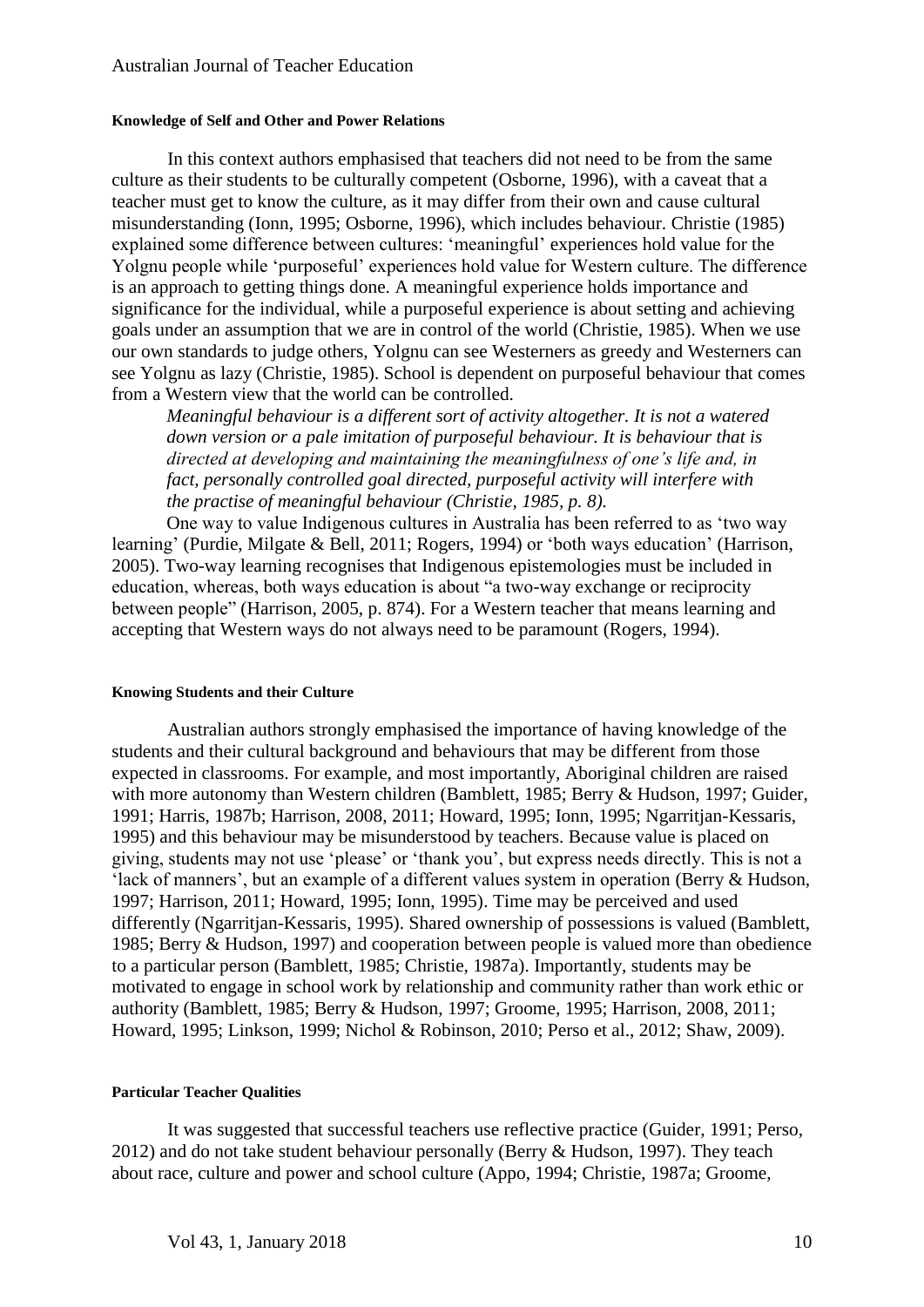#### Knowledge of Self and Other and Power Relations

In this context authors emphasised that teachers did not need to be from the same culture as their students to be culturally competent (Osborne, 1996), with a caveat that a teacher must get to know the culture, as it may differ from their own and cause cultural misunderstanding (Ionn, 1995; Osborne, 1996), which includes behaviour. Christie (1985) explained some difference between cultures: 'meaningful' experiences hold value for the Yolgnu people while 'purposeful' experiences hold value for Western culture. The difference is an approach to getting things done. A meaningful experience holds importance and significance for the individual, while a purposeful experience is about setting and achieving goals under an assumption that we are in control of the world (Christie, 1985). When we use our own standards to judge others, Yolgnu can see Westerners as greedy and Westerners can see Yolgnu as lazy (Christie, 1985). School is dependent on purposeful behaviour that comes from a Western view that the world can be controlled.

> *Meaningful behaviour is a different sort of activity altogether. It is not a watered down version or a pale imitation of purposeful behaviour. It is behaviour that is directed at developing and maintaining the meaningfulness of one's life and, in fact, personally controlled goal directed, purposeful activity will interfere with the practise of meaningful behaviour (Christie, 1985, p. 8).*

One way to value Indigenous cultures in Australia has been referred to as 'two way learning' (Purdie, Milgate & Bell, 2011; Rogers, 1994) or 'both ways education' (Harrison, 2005). Two-way learning recognises that Indigenous epistemologies must be included in education, whereas, both ways education is about "a two-way exchange or reciprocity between people" (Harrison, 2005, p. 874). For a Western teacher that means learning and accepting that Western ways do not always need to be paramount (Rogers, 1994).

#### Knowing Students and their Culture

Australian authors strongly emphasised the importance of having knowledge of the students and their cultural background and behaviours that may be different from those expected in classrooms. For example, and most importantly, Aboriginal children are raised with more autonomy than Western children (Bamblett, 1985; Berry & Hudson, 1997; Guider, 1991; Harris, 1987b; Harrison, 2008, 2011; Howard, 1995; Ionn, 1995; Ngarritjan-Kessaris, 1995) and this behaviour may be misunderstood by teachers. Because value is placed on giving, students may not use 'please' or 'thank you', but express needs directly. This is not a 'lack of manners', but an example of a different values system in operation (Berry & Hudson, 1997; Harrison, 2011; Howard, 1995; Ionn, 1995). Time may be perceived and used differently (Ngarritjan-Kessaris, 1995). Shared ownership of possessions is valued (Bamblett, 1985; Berry & Hudson, 1997) and cooperation between people is valued more than obedience to a particular person (Bamblett, 1985; Christie, 1987a). Importantly, students may be motivated to engage in school work by relationship and community rather than work ethic or authority (Bamblett, 1985; Berry & Hudson, 1997; Groome, 1995; Harrison, 2008, 2011; Howard, 1995; Linkson, 1999; Nichol & Robinson, 2010; Perso et al., 2012; Shaw, 2009).

#### Particular Teacher Qualities

It was suggested that successful teachers use reflective practice (Guider, 1991; Perso, 2012) and do not take student behaviour personally (Berry & Hudson, 1997). They teach about race, culture and power and school culture (Appo, 1994; Christie, 1987a; Groome,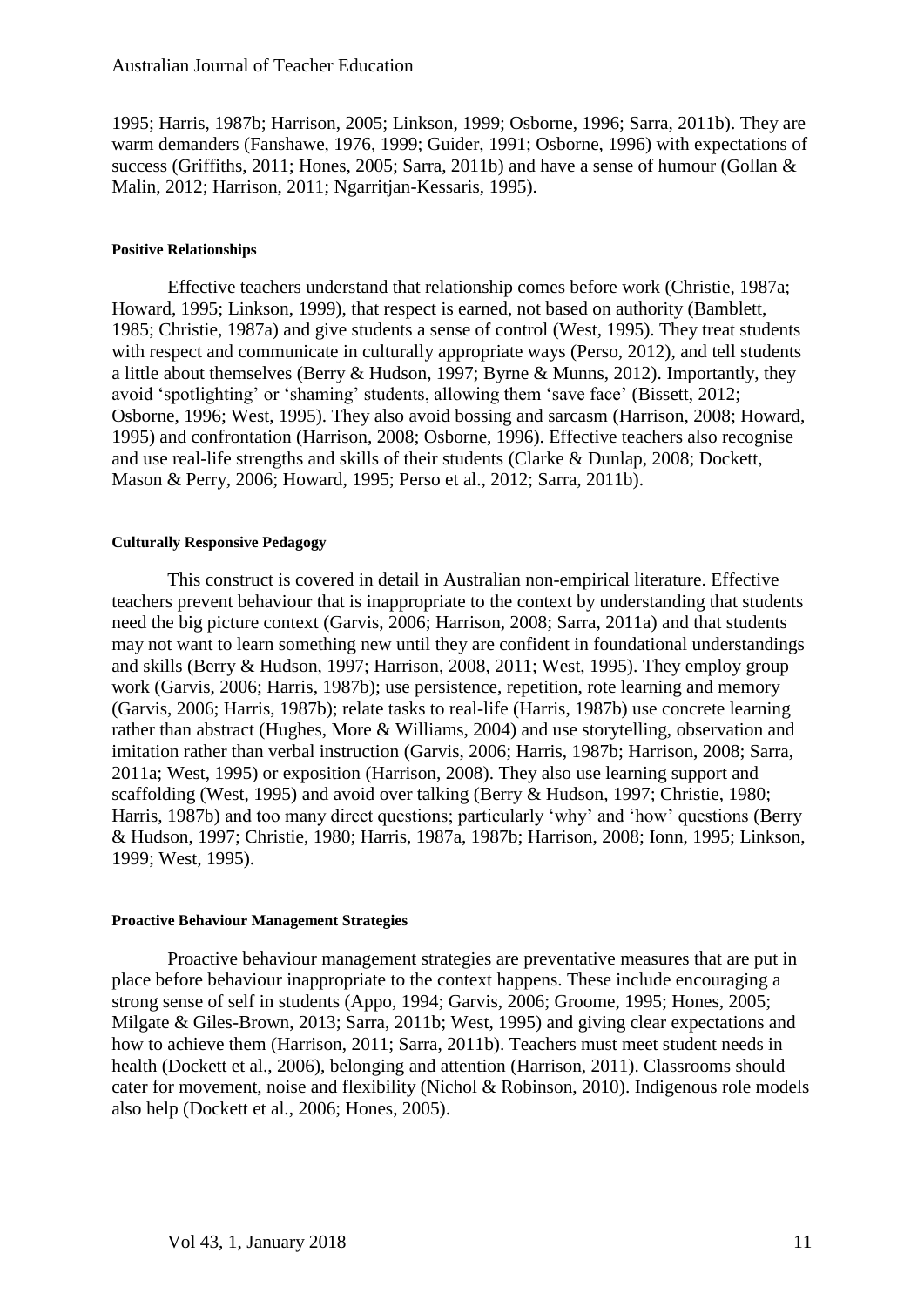1995; Harris, 1987b; Harrison, 2005; Linkson, 1999; Osborne, 1996; Sarra, 2011b). They are warm demanders (Fanshawe, 1976, 1999; Guider, 1991; Osborne, 1996) with expectations of success (Griffiths, 2011; Hones, 2005; Sarra, 2011b) and have a sense of humour (Gollan & Malin, 2012; Harrison, 2011; Ngarritjan-Kessaris, 1995).

#### Positive Relationships

Effective teachers understand that relationship comes before work (Christie, 1987a; Howard, 1995; Linkson, 1999), that respect is earned, not based on authority (Bamblett, 1985; Christie, 1987a) and give students a sense of control (West, 1995). They treat students with respect and communicate in culturally appropriate ways (Perso, 2012), and tell students a little about themselves (Berry & Hudson, 1997; Byrne & Munns, 2012). Importantly, they avoid 'spotlighting' or 'shaming' students, allowing them 'save face' (Bissett, 2012; Osborne, 1996; West, 1995). They also avoid bossing and sarcasm (Harrison, 2008; Howard, 1995) and confrontation (Harrison, 2008; Osborne, 1996). Effective teachers also recognise and use real-life strengths and skills of their students (Clarke & Dunlap, 2008; Dockett, Mason & Perry, 2006; Howard, 1995; Perso et al., 2012; Sarra, 2011b).

#### Culturally Responsive Pedagogy

This construct is covered in detail in Australian non-empirical literature. Effective teachers prevent behaviour that is inappropriate to the context by understanding that students need the big picture context (Garvis, 2006; Harrison, 2008; Sarra, 2011a) and that students may not want to learn something new until they are confident in foundational understandings and skills (Berry & Hudson, 1997; Harrison, 2008, 2011; West, 1995). They employ group work (Garvis, 2006; Harris, 1987b); use persistence, repetition, rote learning and memory (Garvis, 2006; Harris, 1987b); relate tasks to real-life (Harris, 1987b) use concrete learning rather than abstract (Hughes, More & Williams, 2004) and use storytelling, observation and imitation rather than verbal instruction (Garvis, 2006; Harris, 1987b; Harrison, 2008; Sarra, 2011a; West, 1995) or exposition (Harrison, 2008). They also use learning support and scaffolding (West, 1995) and avoid over talking (Berry & Hudson, 1997; Christie, 1980; Harris, 1987b) and too many direct questions; particularly 'why' and 'how' questions (Berry & Hudson, 1997; Christie, 1980; Harris, 1987a, 1987b; Harrison, 2008; Ionn, 1995; Linkson, 1999; West, 1995).

#### Proactive Behaviour Management Strategies

Proactive behaviour management strategies are preventative measures that are put in place before behaviour inappropriate to the context happens. These include encouraging a strong sense of self in students (Appo, 1994; Garvis, 2006; Groome, 1995; Hones, 2005; Milgate & Giles-Brown, 2013; Sarra, 2011b; West, 1995) and giving clear expectations and how to achieve them (Harrison, 2011; Sarra, 2011b). Teachers must meet student needs in health (Dockett et al., 2006), belonging and attention (Harrison, 2011). Classrooms should cater for movement, noise and flexibility (Nichol & Robinson, 2010). Indigenous role models also help (Dockett et al., 2006; Hones, 2005).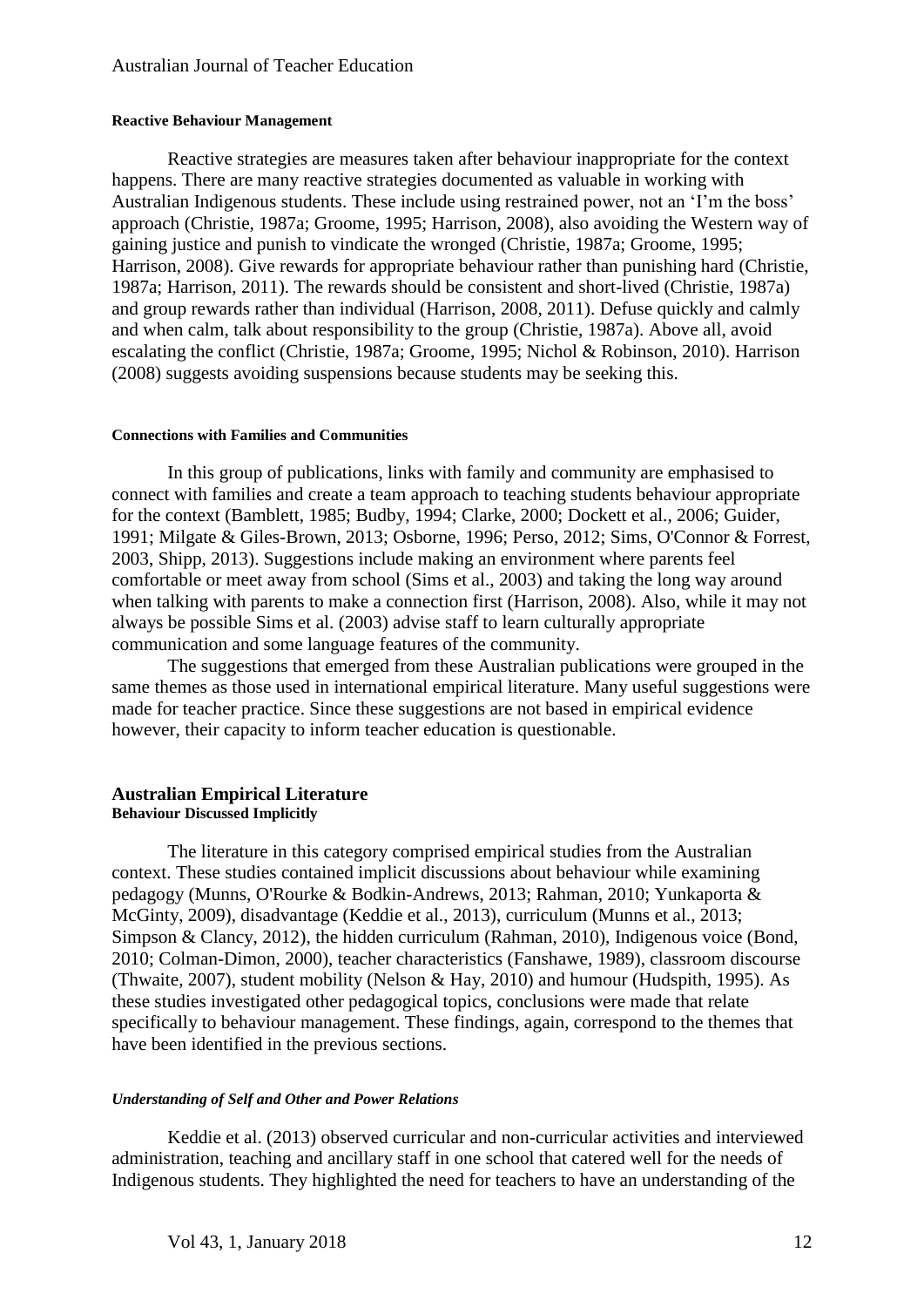#### Reactive Behaviour Management

Reactive strategies are measures taken after behaviour inappropriate for the context happens. There are many reactive strategies documented as valuable in working with Australian Indigenous students. These include using restrained power, not an 'I'm the boss' approach (Christie, 1987a; Groome, 1995; Harrison, 2008), also avoiding the Western way of gaining justice and punish to vindicate the wronged (Christie, 1987a; Groome, 1995; Harrison, 2008). Give rewards for appropriate behaviour rather than punishing hard (Christie, 1987a; Harrison, 2011). The rewards should be consistent and short-lived (Christie, 1987a) and group rewards rather than individual (Harrison, 2008, 2011). Defuse quickly and calmly and when calm, talk about responsibility to the group (Christie, 1987a). Above all, avoid escalating the conflict (Christie, 1987a; Groome, 1995; Nichol & Robinson, 2010). Harrison (2008) suggests avoiding suspensions because students may be seeking this.

#### Connections with Families and Communities

In this group of publications, links with family and community are emphasised to connect with families and create a team approach to teaching students behaviour appropriate for the context (Bamblett, 1985; Budby, 1994; Clarke, 2000; Dockett et al., 2006; Guider, 1991; Milgate & Giles-Brown, 2013; Osborne, 1996; Perso, 2012; Sims, O'Connor & Forrest, 2003, Shipp, 2013). Suggestions include making an environment where parents feel comfortable or meet away from school (Sims et al., 2003) and taking the long way around when talking with parents to make a connection first (Harrison, 2008). Also, while it may not always be possible Sims et al. (2003) advise staff to learn culturally appropriate communication and some language features of the community.

The suggestions that emerged from these Australian publications were grouped in the same themes as those used in international empirical literature. Many useful suggestions were made for teacher practice. Since these suggestions are not based in empirical evidence however, their capacity to inform teacher education is questionable.

## Australian Empirical Literature

#### Behaviour Discussed Implicitly

The literature in this category comprised empirical studies from the Australian context. These studies contained implicit discussions about behaviour while examining pedagogy (Munns, O'Rourke & Bodkin-Andrews, 2013; Rahman, 2010; Yunkaporta & McGinty, 2009), disadvantage (Keddie et al., 2013), curriculum (Munns et al., 2013; Simpson & Clancy, 2012), the hidden curriculum (Rahman, 2010), Indigenous voice (Bond, 2010; Colman-Dimon, 2000), teacher characteristics (Fanshawe, 1989), classroom discourse (Thwaite, 2007), student mobility (Nelson & Hay, 2010) and humour (Hudspith, 1995). As these studies investigated other pedagogical topics, conclusions were made that relate specifically to behaviour management. These findings, again, correspond to the themes that have been identified in the previous sections.

##### *Understanding of Self and Other and Power Relations*

Keddie et al. (2013) observed curricular and non-curricular activities and interviewed administration, teaching and ancillary staff in one school that catered well for the needs of Indigenous students. They highlighted the need for teachers to have an understanding of the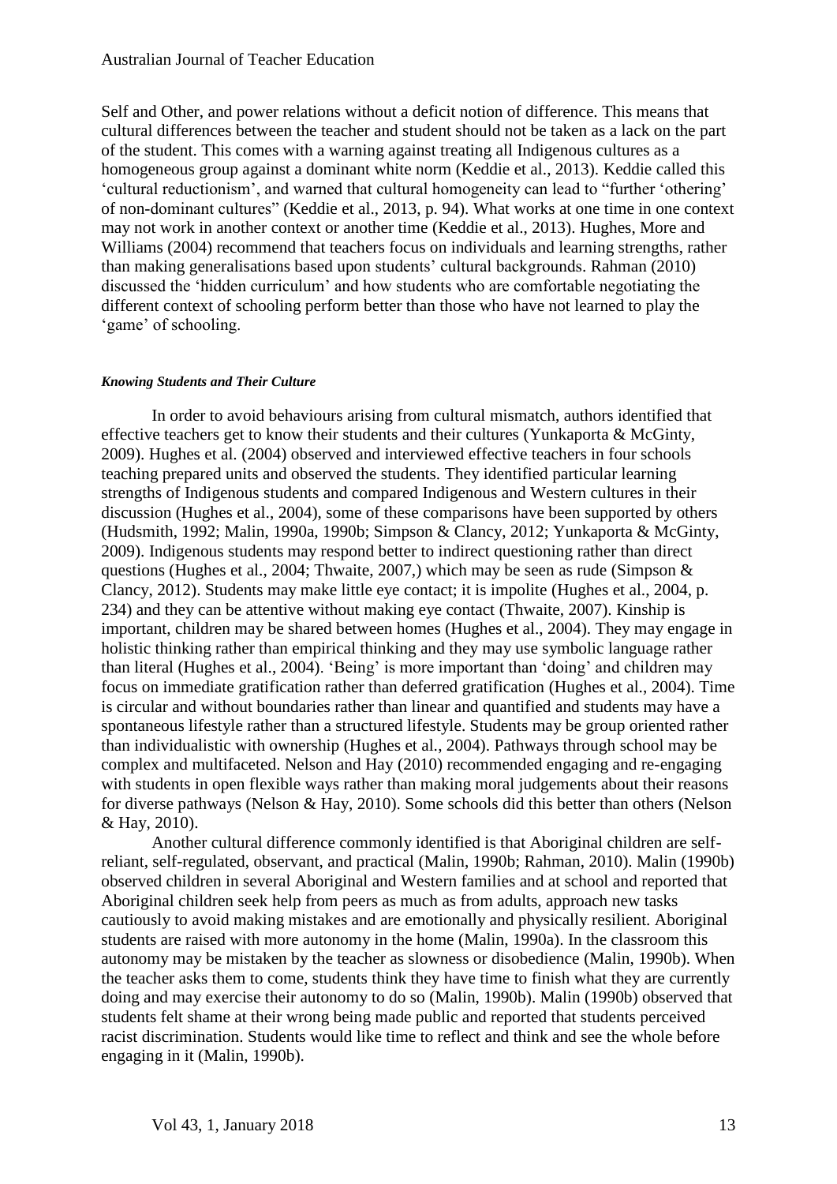Self and Other, and power relations without a deficit notion of difference. This means that cultural differences between the teacher and student should not be taken as a lack on the part of the student. This comes with a warning against treating all Indigenous cultures as a homogeneous group against a dominant white norm (Keddie et al., 2013). Keddie called this 'cultural reductionism', and warned that cultural homogeneity can lead to "further 'othering' of non-dominant cultures" (Keddie et al., 2013, p. 94). What works at one time in one context may not work in another context or another time (Keddie et al., 2013). Hughes, More and Williams (2004) recommend that teachers focus on individuals and learning strengths, rather than making generalisations based upon students' cultural backgrounds. Rahman (2010) discussed the 'hidden curriculum' and how students who are comfortable negotiating the different context of schooling perform better than those who have not learned to play the 'game' of schooling.

#### *Knowing Students and Their Culture*

In order to avoid behaviours arising from cultural mismatch, authors identified that effective teachers get to know their students and their cultures (Yunkaporta & McGinty, 2009). Hughes et al. (2004) observed and interviewed effective teachers in four schools teaching prepared units and observed the students. They identified particular learning strengths of Indigenous students and compared Indigenous and Western cultures in their discussion (Hughes et al., 2004), some of these comparisons have been supported by others (Hudsmith, 1992; Malin, 1990a, 1990b; Simpson & Clancy, 2012; Yunkaporta & McGinty, 2009). Indigenous students may respond better to indirect questioning rather than direct questions (Hughes et al., 2004; Thwaite, 2007,) which may be seen as rude (Simpson & Clancy, 2012). Students may make little eye contact; it is impolite (Hughes et al., 2004, p. 234) and they can be attentive without making eye contact (Thwaite, 2007). Kinship is important, children may be shared between homes (Hughes et al., 2004). They may engage in holistic thinking rather than empirical thinking and they may use symbolic language rather than literal (Hughes et al., 2004). 'Being' is more important than 'doing' and children may focus on immediate gratification rather than deferred gratification (Hughes et al., 2004). Time is circular and without boundaries rather than linear and quantified and students may have a spontaneous lifestyle rather than a structured lifestyle. Students may be group oriented rather than individualistic with ownership (Hughes et al., 2004). Pathways through school may be complex and multifaceted. Nelson and Hay (2010) recommended engaging and re-engaging with students in open flexible ways rather than making moral judgements about their reasons for diverse pathways (Nelson & Hay, 2010). Some schools did this better than others (Nelson & Hay, 2010).

Another cultural difference commonly identified is that Aboriginal children are self-reliant, self-regulated, observant, and practical (Malin, 1990b; Rahman, 2010). Malin (1990b) observed children in several Aboriginal and Western families and at school and reported that Aboriginal children seek help from peers as much as from adults, approach new tasks cautiously to avoid making mistakes and are emotionally and physically resilient. Aboriginal students are raised with more autonomy in the home (Malin, 1990a). In the classroom this autonomy may be mistaken by the teacher as slowness or disobedience (Malin, 1990b). When the teacher asks them to come, students think they have time to finish what they are currently doing and may exercise their autonomy to do so (Malin, 1990b). Malin (1990b) observed that students felt shame at their wrong being made public and reported that students perceived racist discrimination. Students would like time to reflect and think and see the whole before engaging in it (Malin, 1990b).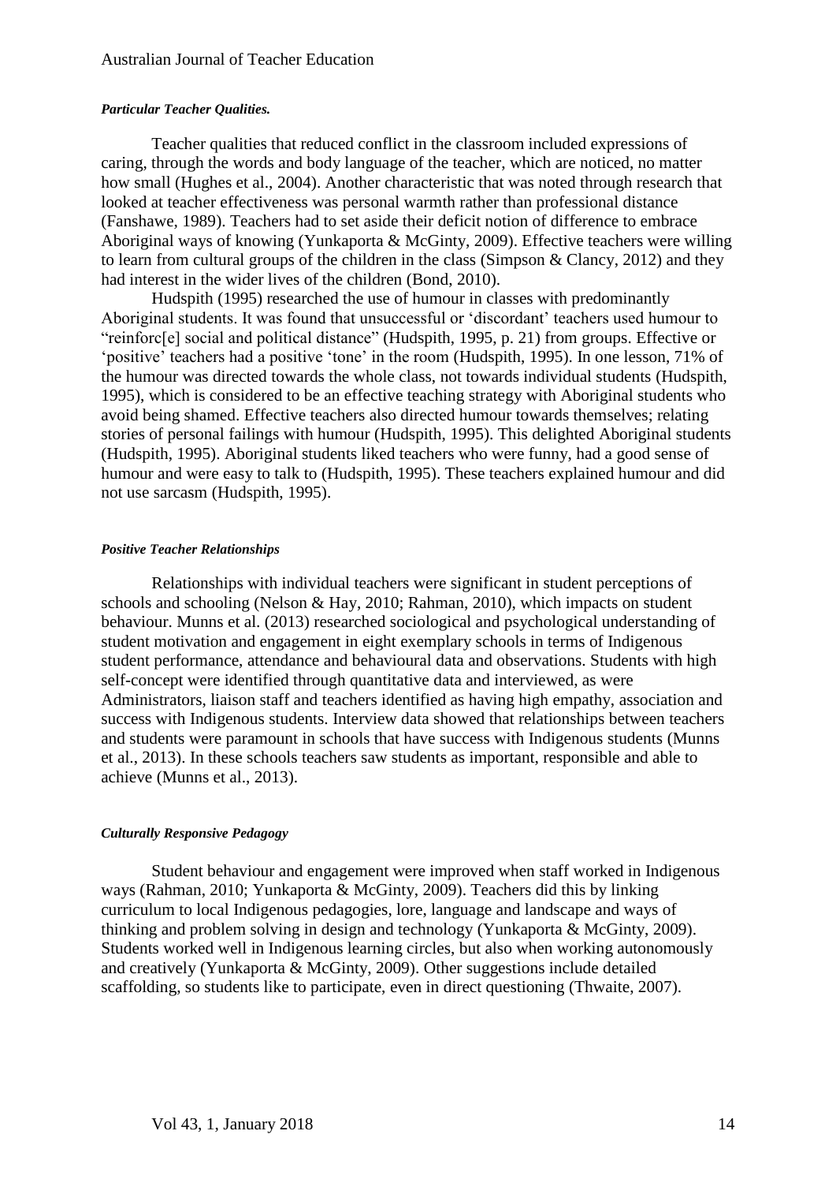#### *Particular Teacher Qualities.*

Teacher qualities that reduced conflict in the classroom included expressions of caring, through the words and body language of the teacher, which are noticed, no matter how small (Hughes et al., 2004). Another characteristic that was noted through research that looked at teacher effectiveness was personal warmth rather than professional distance (Fanshawe, 1989). Teachers had to set aside their deficit notion of difference to embrace Aboriginal ways of knowing (Yunkaporta & McGinty, 2009). Effective teachers were willing to learn from cultural groups of the children in the class (Simpson & Clancy, 2012) and they had interest in the wider lives of the children (Bond, 2010).

Hudspith (1995) researched the use of humour in classes with predominantly Aboriginal students. It was found that unsuccessful or 'discordant' teachers used humour to "reinforc[e] social and political distance" (Hudspith, 1995, p. 21) from groups. Effective or 'positive' teachers had a positive 'tone' in the room (Hudspith, 1995). In one lesson, 71% of the humour was directed towards the whole class, not towards individual students (Hudspith, 1995), which is considered to be an effective teaching strategy with Aboriginal students who avoid being shamed. Effective teachers also directed humour towards themselves; relating stories of personal failings with humour (Hudspith, 1995). This delighted Aboriginal students (Hudspith, 1995). Aboriginal students liked teachers who were funny, had a good sense of humour and were easy to talk to (Hudspith, 1995). These teachers explained humour and did not use sarcasm (Hudspith, 1995).

#### *Positive Teacher Relationships*

Relationships with individual teachers were significant in student perceptions of schools and schooling (Nelson & Hay, 2010; Rahman, 2010), which impacts on student behaviour. Munns et al. (2013) researched sociological and psychological understanding of student motivation and engagement in eight exemplary schools in terms of Indigenous student performance, attendance and behavioural data and observations. Students with high self-concept were identified through quantitative data and interviewed, as were Administrators, liaison staff and teachers identified as having high empathy, association and success with Indigenous students. Interview data showed that relationships between teachers and students were paramount in schools that have success with Indigenous students (Munns et al., 2013). In these schools teachers saw students as important, responsible and able to achieve (Munns et al., 2013).

#### *Culturally Responsive Pedagogy*

Student behaviour and engagement were improved when staff worked in Indigenous ways (Rahman, 2010; Yunkaporta & McGinty, 2009). Teachers did this by linking curriculum to local Indigenous pedagogies, lore, language and landscape and ways of thinking and problem solving in design and technology (Yunkaporta & McGinty, 2009). Students worked well in Indigenous learning circles, but also when working autonomously and creatively (Yunkaporta & McGinty, 2009). Other suggestions include detailed scaffolding, so students like to participate, even in direct questioning (Thwaite, 2007).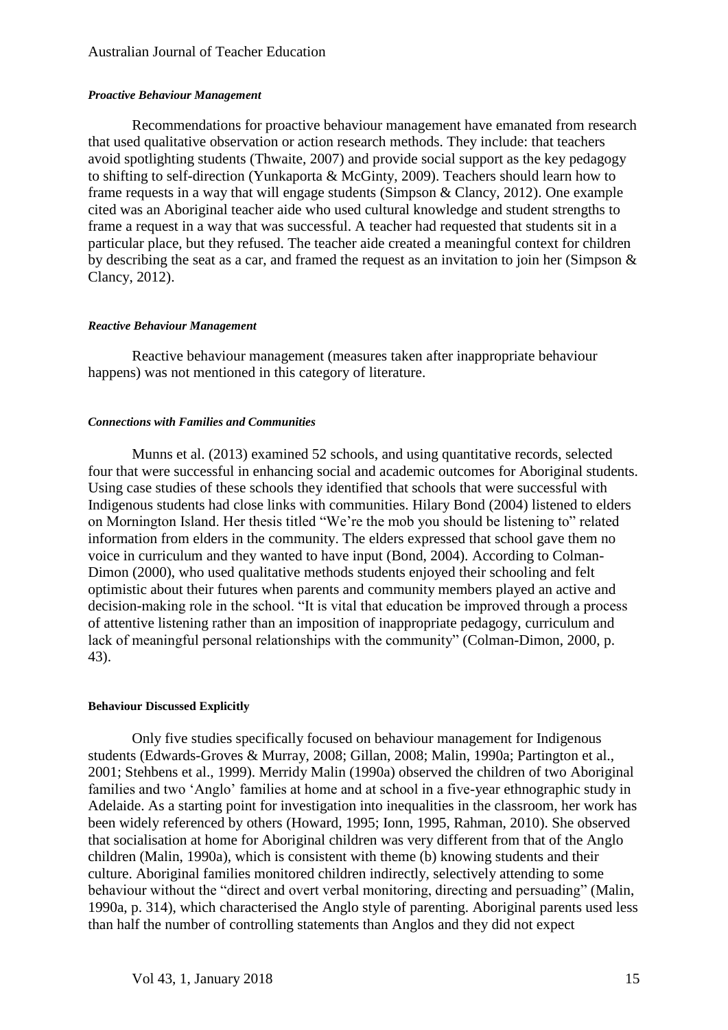#### *Proactive Behaviour Management*

Recommendations for proactive behaviour management have emanated from research that used qualitative observation or action research methods. They include: that teachers avoid spotlighting students (Thwaite, 2007) and provide social support as the key pedagogy to shifting to self-direction (Yunkaporta & McGinty, 2009). Teachers should learn how to frame requests in a way that will engage students (Simpson & Clancy, 2012). One example cited was an Aboriginal teacher aide who used cultural knowledge and student strengths to frame a request in a way that was successful. A teacher had requested that students sit in a particular place, but they refused. The teacher aide created a meaningful context for children by describing the seat as a car, and framed the request as an invitation to join her (Simpson & Clancy, 2012).

#### *Reactive Behaviour Management*

Reactive behaviour management (measures taken after inappropriate behaviour happens) was not mentioned in this category of literature.

#### *Connections with Families and Communities*

Munns et al. (2013) examined 52 schools, and using quantitative records, selected four that were successful in enhancing social and academic outcomes for Aboriginal students. Using case studies of these schools they identified that schools that were successful with Indigenous students had close links with communities. Hilary Bond (2004) listened to elders on Mornington Island. Her thesis titled "We're the mob you should be listening to" related information from elders in the community. The elders expressed that school gave them no voice in curriculum and they wanted to have input (Bond, 2004). According to Colman-Dimon (2000), who used qualitative methods students enjoyed their schooling and felt optimistic about their futures when parents and community members played an active and decision-making role in the school. "It is vital that education be improved through a process of attentive listening rather than an imposition of inappropriate pedagogy, curriculum and lack of meaningful personal relationships with the community" (Colman-Dimon, 2000, p. 43).

### **Behaviour Discussed Explicitly**

Only five studies specifically focused on behaviour management for Indigenous students (Edwards-Groves & Murray, 2008; Gillan, 2008; Malin, 1990a; Partington et al., 2001; Stehbens et al., 1999). Merridy Malin (1990a) observed the children of two Aboriginal families and two 'Anglo' families at home and at school in a five-year ethnographic study in Adelaide. As a starting point for investigation into inequalities in the classroom, her work has been widely referenced by others (Howard, 1995; Ionn, 1995, Rahman, 2010). She observed that socialisation at home for Aboriginal children was very different from that of the Anglo children (Malin, 1990a), which is consistent with theme (b) knowing students and their culture. Aboriginal families monitored children indirectly, selectively attending to some behaviour without the "direct and overt verbal monitoring, directing and persuading" (Malin, 1990a, p. 314), which characterised the Anglo style of parenting. Aboriginal parents used less than half the number of controlling statements than Anglos and they did not expect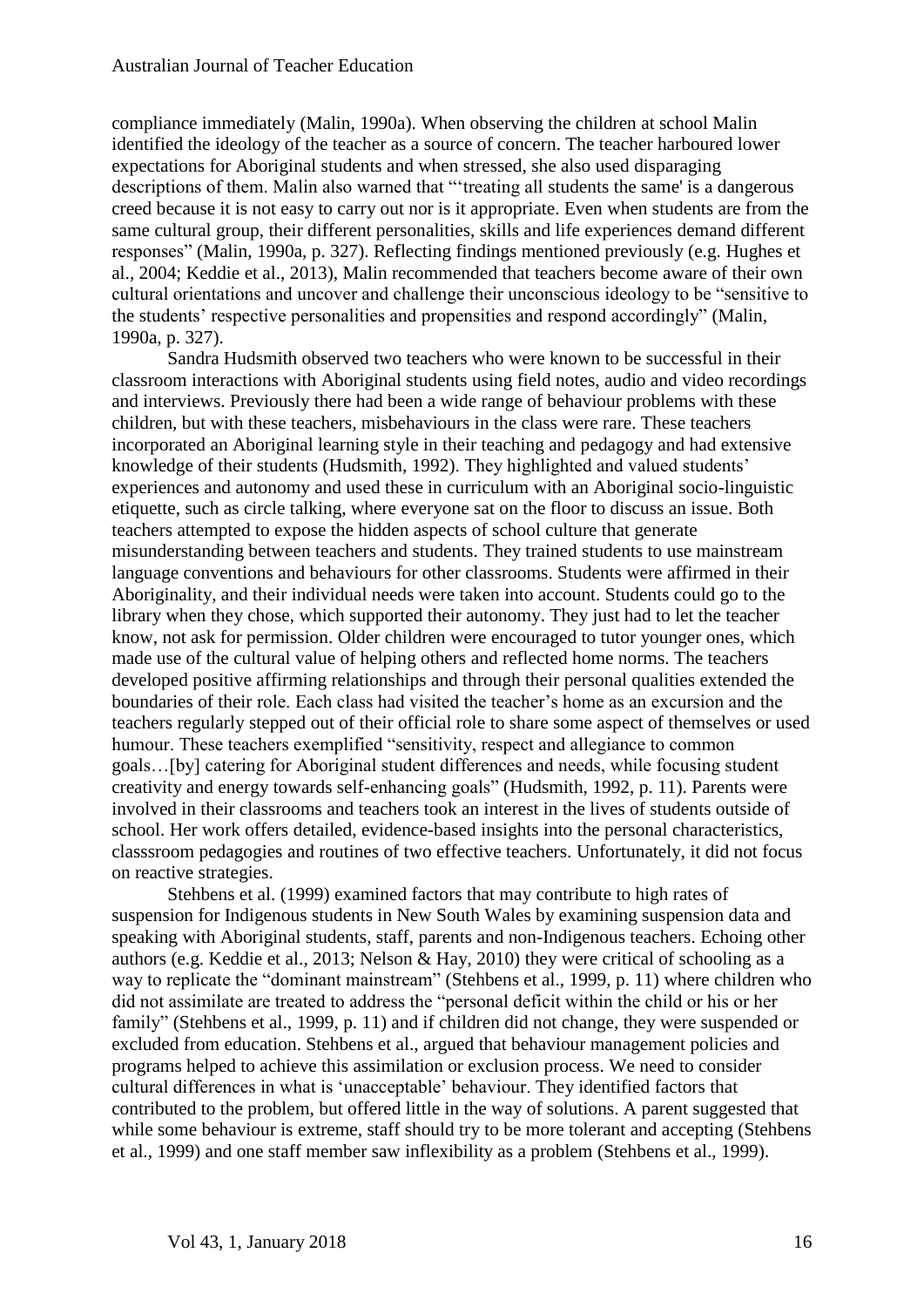compliance immediately (Malin, 1990a). When observing the children at school Malin identified the ideology of the teacher as a source of concern. The teacher harboured lower expectations for Aboriginal students and when stressed, she also used disparaging descriptions of them. Malin also warned that "'treating all students the same' is a dangerous creed because it is not easy to carry out nor is it appropriate. Even when students are from the same cultural group, their different personalities, skills and life experiences demand different responses" (Malin, 1990a, p. 327). Reflecting findings mentioned previously (e.g. Hughes et al., 2004; Keddie et al., 2013), Malin recommended that teachers become aware of their own cultural orientations and uncover and challenge their unconscious ideology to be "sensitive to the students' respective personalities and propensities and respond accordingly" (Malin, 1990a, p. 327).

Sandra Hudsmith observed two teachers who were known to be successful in their classroom interactions with Aboriginal students using field notes, audio and video recordings and interviews. Previously there had been a wide range of behaviour problems with these children, but with these teachers, misbehaviours in the class were rare. These teachers incorporated an Aboriginal learning style in their teaching and pedagogy and had extensive knowledge of their students (Hudsmith, 1992). They highlighted and valued students' experiences and autonomy and used these in curriculum with an Aboriginal socio-linguistic etiquette, such as circle talking, where everyone sat on the floor to discuss an issue. Both teachers attempted to expose the hidden aspects of school culture that generate misunderstanding between teachers and students. They trained students to use mainstream language conventions and behaviours for other classrooms. Students were affirmed in their Aboriginality, and their individual needs were taken into account. Students could go to the library when they chose, which supported their autonomy. They just had to let the teacher know, not ask for permission. Older children were encouraged to tutor younger ones, which made use of the cultural value of helping others and reflected home norms. The teachers developed positive affirming relationships and through their personal qualities extended the boundaries of their role. Each class had visited the teacher's home as an excursion and the teachers regularly stepped out of their official role to share some aspect of themselves or used humour. These teachers exemplified "sensitivity, respect and allegiance to common goals…[by] catering for Aboriginal student differences and needs, while focusing student creativity and energy towards self-enhancing goals" (Hudsmith, 1992, p. 11). Parents were involved in their classrooms and teachers took an interest in the lives of students outside of school. Her work offers detailed, evidence-based insights into the personal characteristics, classsroom pedagogies and routines of two effective teachers. Unfortunately, it did not focus on reactive strategies.

Stehbens et al. (1999) examined factors that may contribute to high rates of suspension for Indigenous students in New South Wales by examining suspension data and speaking with Aboriginal students, staff, parents and non-Indigenous teachers. Echoing other authors (e.g. Keddie et al., 2013; Nelson & Hay, 2010) they were critical of schooling as a way to replicate the "dominant mainstream" (Stehbens et al., 1999, p. 11) where children who did not assimilate are treated to address the "personal deficit within the child or his or her family" (Stehbens et al., 1999, p. 11) and if children did not change, they were suspended or excluded from education. Stehbens et al., argued that behaviour management policies and programs helped to achieve this assimilation or exclusion process. We need to consider cultural differences in what is 'unacceptable' behaviour. They identified factors that contributed to the problem, but offered little in the way of solutions. A parent suggested that while some behaviour is extreme, staff should try to be more tolerant and accepting (Stehbens et al., 1999) and one staff member saw inflexibility as a problem (Stehbens et al., 1999).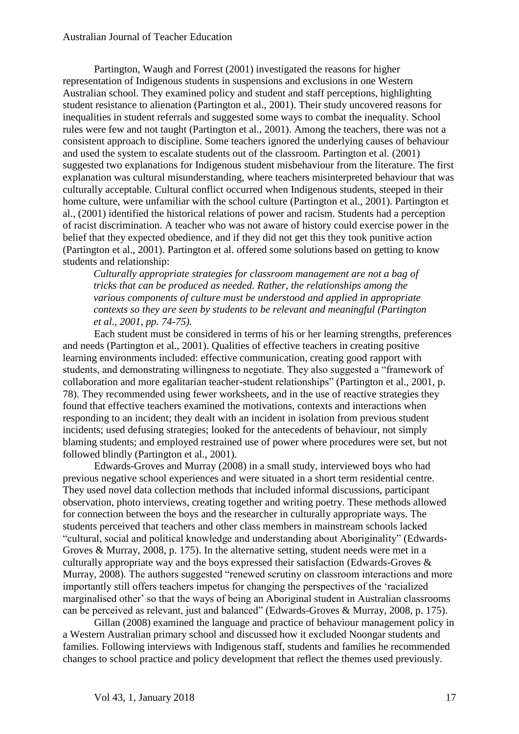Partington, Waugh and Forrest (2001) investigated the reasons for higher representation of Indigenous students in suspensions and exclusions in one Western Australian school. They examined policy and student and staff perceptions, highlighting student resistance to alienation (Partington et al., 2001). Their study uncovered reasons for inequalities in student referrals and suggested some ways to combat the inequality. School rules were few and not taught (Partington et al., 2001). Among the teachers, there was not a consistent approach to discipline. Some teachers ignored the underlying causes of behaviour and used the system to escalate students out of the classroom. Partington et al. (2001) suggested two explanations for Indigenous student misbehaviour from the literature. The first explanation was cultural misunderstanding, where teachers misinterpreted behaviour that was culturally acceptable. Cultural conflict occurred when Indigenous students, steeped in their home culture, were unfamiliar with the school culture (Partington et al., 2001). Partington et al., (2001) identified the historical relations of power and racism. Students had a perception of racist discrimination. A teacher who was not aware of history could exercise power in the belief that they expected obedience, and if they did not get this they took punitive action (Partington et al., 2001). Partington et al. offered some solutions based on getting to know students and relationship:

> *Culturally appropriate strategies for classroom management are not a bag of tricks that can be produced as needed. Rather, the relationships among the various components of culture must be understood and applied in appropriate contexts so they are seen by students to be relevant and meaningful (Partington et al., 2001, pp. 74-75).*

Each student must be considered in terms of his or her learning strengths, preferences and needs (Partington et al., 2001). Qualities of effective teachers in creating positive learning environments included: effective communication, creating good rapport with students, and demonstrating willingness to negotiate. They also suggested a "framework of collaboration and more egalitarian teacher-student relationships" (Partington et al., 2001, p. 78). They recommended using fewer worksheets, and in the use of reactive strategies they found that effective teachers examined the motivations, contexts and interactions when responding to an incident; they dealt with an incident in isolation from previous student incidents; used defusing strategies; looked for the antecedents of behaviour, not simply blaming students; and employed restrained use of power where procedures were set, but not followed blindly (Partington et al., 2001).

Edwards-Groves and Murray (2008) in a small study, interviewed boys who had previous negative school experiences and were situated in a short term residential centre. They used novel data collection methods that included informal discussions, participant observation, photo interviews, creating together and writing poetry. These methods allowed for connection between the boys and the researcher in culturally appropriate ways. The students perceived that teachers and other class members in mainstream schools lacked "cultural, social and political knowledge and understanding about Aboriginality" (Edwards-Groves & Murray, 2008, p. 175). In the alternative setting, student needs were met in a culturally appropriate way and the boys expressed their satisfaction (Edwards-Groves & Murray, 2008). The authors suggested "renewed scrutiny on classroom interactions and more importantly still offers teachers impetus for changing the perspectives of the 'racialized marginalised other' so that the ways of being an Aboriginal student in Australian classrooms can be perceived as relevant, just and balanced" (Edwards-Groves & Murray, 2008, p. 175).

Gillan (2008) examined the language and practice of behaviour management policy in a Western Australian primary school and discussed how it excluded Noongar students and families. Following interviews with Indigenous staff, students and families he recommended changes to school practice and policy development that reflect the themes used previously.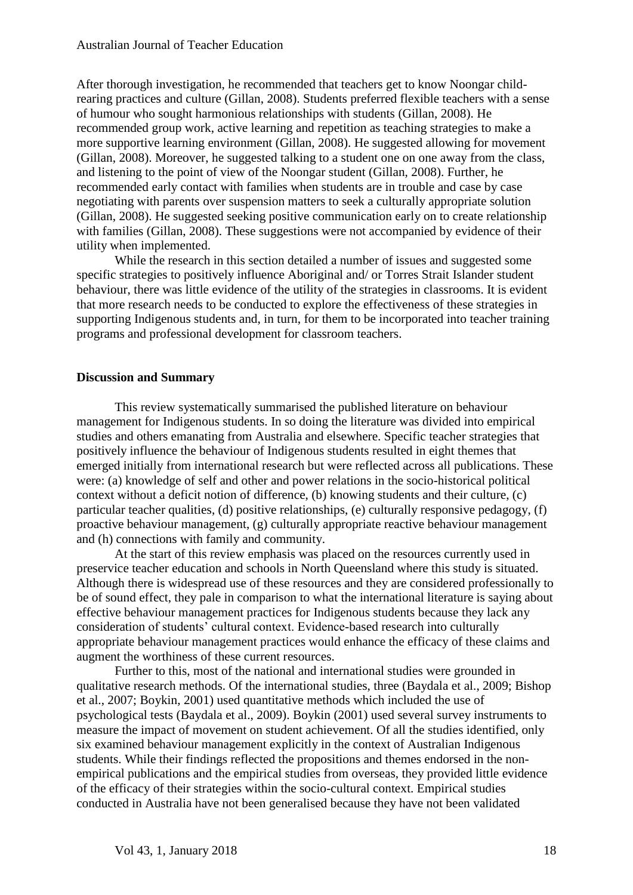After thorough investigation, he recommended that teachers get to know Noongar child-rearing practices and culture (Gillan, 2008). Students preferred flexible teachers with a sense of humour who sought harmonious relationships with students (Gillan, 2008). He recommended group work, active learning and repetition as teaching strategies to make a more supportive learning environment (Gillan, 2008). He suggested allowing for movement (Gillan, 2008). Moreover, he suggested talking to a student one on one away from the class, and listening to the point of view of the Noongar student (Gillan, 2008). Further, he recommended early contact with families when students are in trouble and case by case negotiating with parents over suspension matters to seek a culturally appropriate solution (Gillan, 2008). He suggested seeking positive communication early on to create relationship with families (Gillan, 2008). These suggestions were not accompanied by evidence of their utility when implemented.

While the research in this section detailed a number of issues and suggested some specific strategies to positively influence Aboriginal and/ or Torres Strait Islander student behaviour, there was little evidence of the utility of the strategies in classrooms. It is evident that more research needs to be conducted to explore the effectiveness of these strategies in supporting Indigenous students and, in turn, for them to be incorporated into teacher training programs and professional development for classroom teachers.

**Discussion and Summary**

This review systematically summarised the published literature on behaviour management for Indigenous students. In so doing the literature was divided into empirical studies and others emanating from Australia and elsewhere. Specific teacher strategies that positively influence the behaviour of Indigenous students resulted in eight themes that emerged initially from international research but were reflected across all publications. These were: (a) knowledge of self and other and power relations in the socio-historical political context without a deficit notion of difference, (b) knowing students and their culture, (c) particular teacher qualities, (d) positive relationships, (e) culturally responsive pedagogy, (f) proactive behaviour management, (g) culturally appropriate reactive behaviour management and (h) connections with family and community.

At the start of this review emphasis was placed on the resources currently used in preservice teacher education and schools in North Queensland where this study is situated. Although there is widespread use of these resources and they are considered professionally to be of sound effect, they pale in comparison to what the international literature is saying about effective behaviour management practices for Indigenous students because they lack any consideration of students' cultural context. Evidence-based research into culturally appropriate behaviour management practices would enhance the efficacy of these claims and augment the worthiness of these current resources.

Further to this, most of the national and international studies were grounded in qualitative research methods. Of the international studies, three (Baydala et al., 2009; Bishop et al., 2007; Boykin, 2001) used quantitative methods which included the use of psychological tests (Baydala et al., 2009). Boykin (2001) used several survey instruments to measure the impact of movement on student achievement. Of all the studies identified, only six examined behaviour management explicitly in the context of Australian Indigenous students. While their findings reflected the propositions and themes endorsed in the non-empirical publications and the empirical studies from overseas, they provided little evidence of the efficacy of their strategies within the socio-cultural context. Empirical studies conducted in Australia have not been generalised because they have not been validated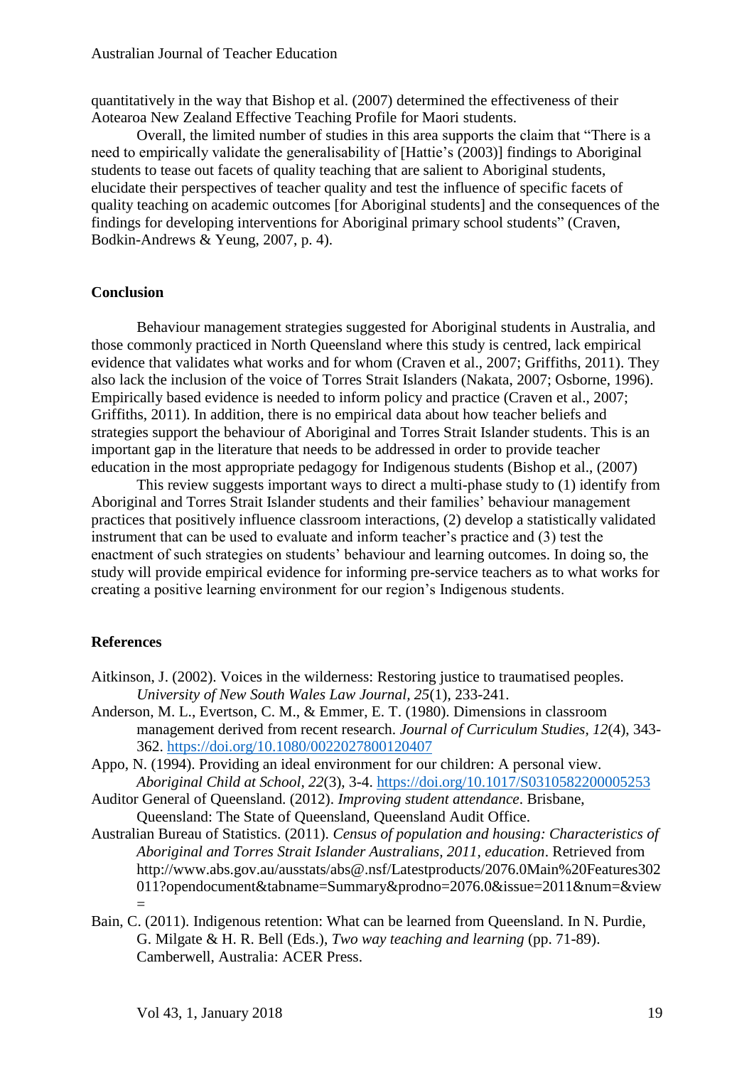quantitatively in the way that Bishop et al. (2007) determined the effectiveness of their Aotearoa New Zealand Effective Teaching Profile for Maori students.

Overall, the limited number of studies in this area supports the claim that "There is a need to empirically validate the generalisability of [Hattie's (2003)] findings to Aboriginal students to tease out facets of quality teaching that are salient to Aboriginal students, elucidate their perspectives of teacher quality and test the influence of specific facets of quality teaching on academic outcomes [for Aboriginal students] and the consequences of the findings for developing interventions for Aboriginal primary school students" (Craven, Bodkin-Andrews & Yeung, 2007, p. 4).

## Conclusion

Behaviour management strategies suggested for Aboriginal students in Australia, and those commonly practiced in North Queensland where this study is centred, lack empirical evidence that validates what works and for whom (Craven et al., 2007; Griffiths, 2011). They also lack the inclusion of the voice of Torres Strait Islanders (Nakata, 2007; Osborne, 1996). Empirically based evidence is needed to inform policy and practice (Craven et al., 2007; Griffiths, 2011). In addition, there is no empirical data about how teacher beliefs and strategies support the behaviour of Aboriginal and Torres Strait Islander students. This is an important gap in the literature that needs to be addressed in order to provide teacher education in the most appropriate pedagogy for Indigenous students (Bishop et al., (2007)

This review suggests important ways to direct a multi-phase study to (1) identify from Aboriginal and Torres Strait Islander students and their families' behaviour management practices that positively influence classroom interactions, (2) develop a statistically validated instrument that can be used to evaluate and inform teacher's practice and (3) test the enactment of such strategies on students' behaviour and learning outcomes. In doing so, the study will provide empirical evidence for informing pre-service teachers as to what works for creating a positive learning environment for our region's Indigenous students.

## References

Aitkinson, J. (2002). Voices in the wilderness: Restoring justice to traumatised peoples. *University of New South Wales Law Journal, 25*(1), 233-241.

Anderson, M. L., Evertson, C. M., & Emmer, E. T. (1980). Dimensions in classroom management derived from recent research. *Journal of Curriculum Studies, 12*(4), 343-362. https://doi.org/10.1080/0022027800120407

Appo, N. (1994). Providing an ideal environment for our children: A personal view. *Aboriginal Child at School, 22*(3), 3-4. https://doi.org/10.1017/S0310582200005253

Auditor General of Queensland. (2012). *Improving student attendance*. Brisbane, Queensland: The State of Queensland, Queensland Audit Office.

Australian Bureau of Statistics. (2011). *Census of population and housing: Characteristics of Aboriginal and Torres Strait Islander Australians, 2011, education*. Retrieved from http://www.abs.gov.au/ausstats/abs@.nsf/Latestproducts/2076.0Main%20Features302011?opendocument&tabname=Summary&prodno=2076.0&issue=2011&num=&view=

Bain, C. (2011). Indigenous retention: What can be learned from Queensland. In N. Purdie, G. Milgate & H. R. Bell (Eds.), *Two way teaching and learning* (pp. 71-89). Camberwell, Australia: ACER Press.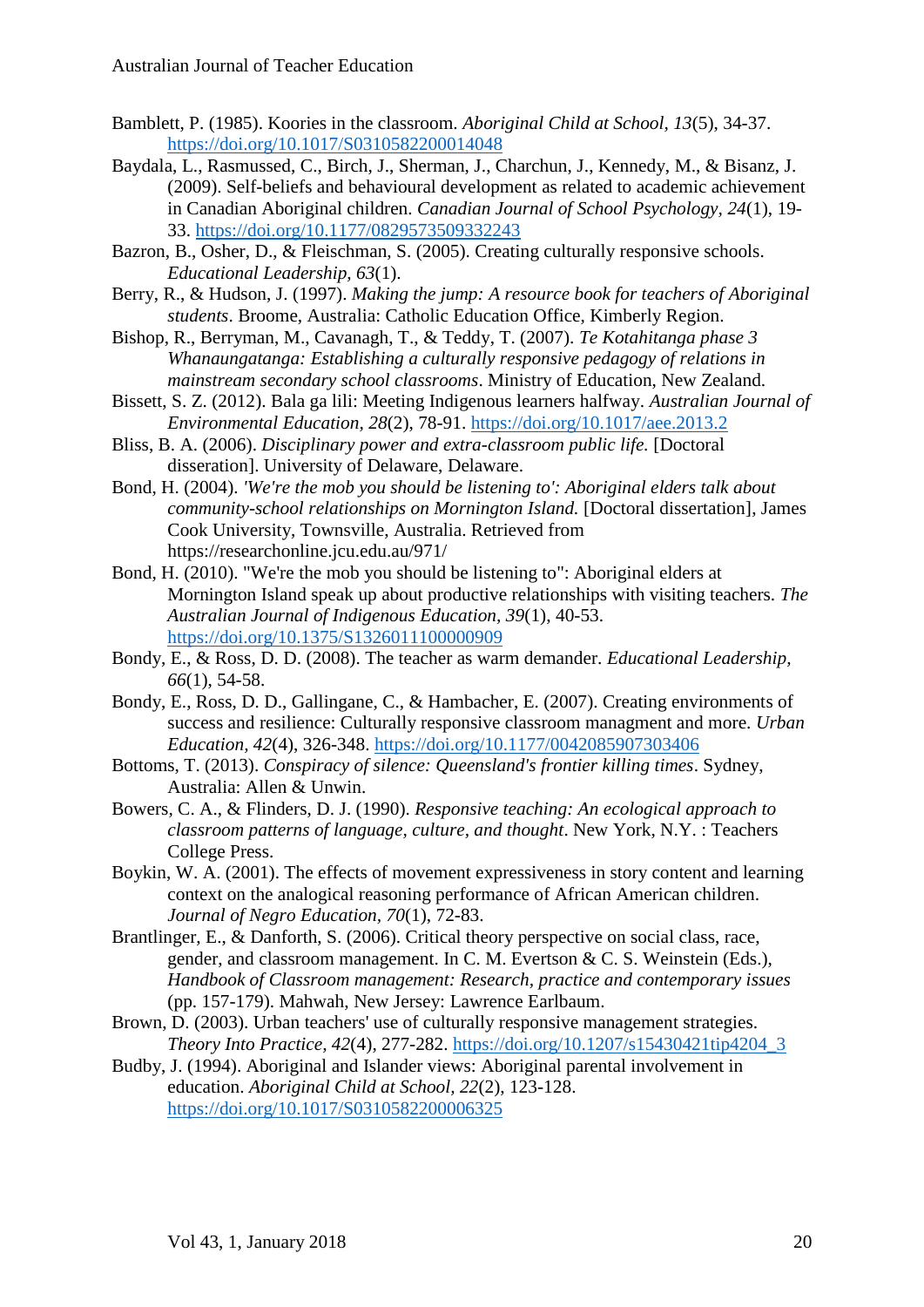Bamblett, P. (1985). Koories in the classroom. *Aboriginal Child at School, 13*(5), 34-37. https://doi.org/10.1017/S0310582200014048

Baydala, L., Rasmussed, C., Birch, J., Sherman, J., Charchun, J., Kennedy, M., & Bisanz, J. (2009). Self-beliefs and behavioural development as related to academic achievement in Canadian Aboriginal children. *Canadian Journal of School Psychology, 24*(1), 19-33. https://doi.org/10.1177/0829573509332243

Bazron, B., Osher, D., & Fleischman, S. (2005). Creating culturally responsive schools. *Educational Leadership, 63*(1).

Berry, R., & Hudson, J. (1997). *Making the jump: A resource book for teachers of Aboriginal students*. Broome, Australia: Catholic Education Office, Kimberly Region.

Bishop, R., Berryman, M., Cavanagh, T., & Teddy, T. (2007). *Te Kotahitanga phase 3 Whanaungatanga: Establishing a culturally responsive pedagogy of relations in mainstream secondary school classrooms*. Ministry of Education, New Zealand.

Bissett, S. Z. (2012). Bala ga lili: Meeting Indigenous learners halfway. *Australian Journal of Environmental Education, 28*(2), 78-91. https://doi.org/10.1017/aee.2013.2

Bliss, B. A. (2006). *Disciplinary power and extra-classroom public life.* [Doctoral disseration]. University of Delaware, Delaware.

Bond, H. (2004). *'We're the mob you should be listening to': Aboriginal elders talk about community-school relationships on Mornington Island.* [Doctoral dissertation], James Cook University, Townsville, Australia. Retrieved from https://researchonline.jcu.edu.au/971/

Bond, H. (2010). "We're the mob you should be listening to": Aboriginal elders at Mornington Island speak up about productive relationships with visiting teachers. *The Australian Journal of Indigenous Education, 39*(1), 40-53. https://doi.org/10.1375/S1326011100000909

Bondy, E., & Ross, D. D. (2008). The teacher as warm demander. *Educational Leadership, 66*(1), 54-58.

Bondy, E., Ross, D. D., Gallingane, C., & Hambacher, E. (2007). Creating environments of success and resilience: Culturally responsive classroom managment and more. *Urban Education, 42*(4), 326-348. https://doi.org/10.1177/0042085907303406

Bottoms, T. (2013). *Conspiracy of silence: Queensland's frontier killing times*. Sydney, Australia: Allen & Unwin.

Bowers, C. A., & Flinders, D. J. (1990). *Responsive teaching: An ecological approach to classroom patterns of language, culture, and thought*. New York, N.Y. : Teachers College Press.

Boykin, W. A. (2001). The effects of movement expressiveness in story content and learning context on the analogical reasoning performance of African American children. *Journal of Negro Education, 70*(1), 72-83.

Brantlinger, E., & Danforth, S. (2006). Critical theory perspective on social class, race, gender, and classroom management. In C. M. Evertson & C. S. Weinstein (Eds.), *Handbook of Classroom management: Research, practice and contemporary issues* (pp. 157-179). Mahwah, New Jersey: Lawrence Earlbaum.

Brown, D. (2003). Urban teachers' use of culturally responsive management strategies. *Theory Into Practice, 42*(4), 277-282. https://doi.org/10.1207/s15430421tip4204_3

Budby, J. (1994). Aboriginal and Islander views: Aboriginal parental involvement in education. *Aboriginal Child at School, 22*(2), 123-128. https://doi.org/10.1017/S0310582200006325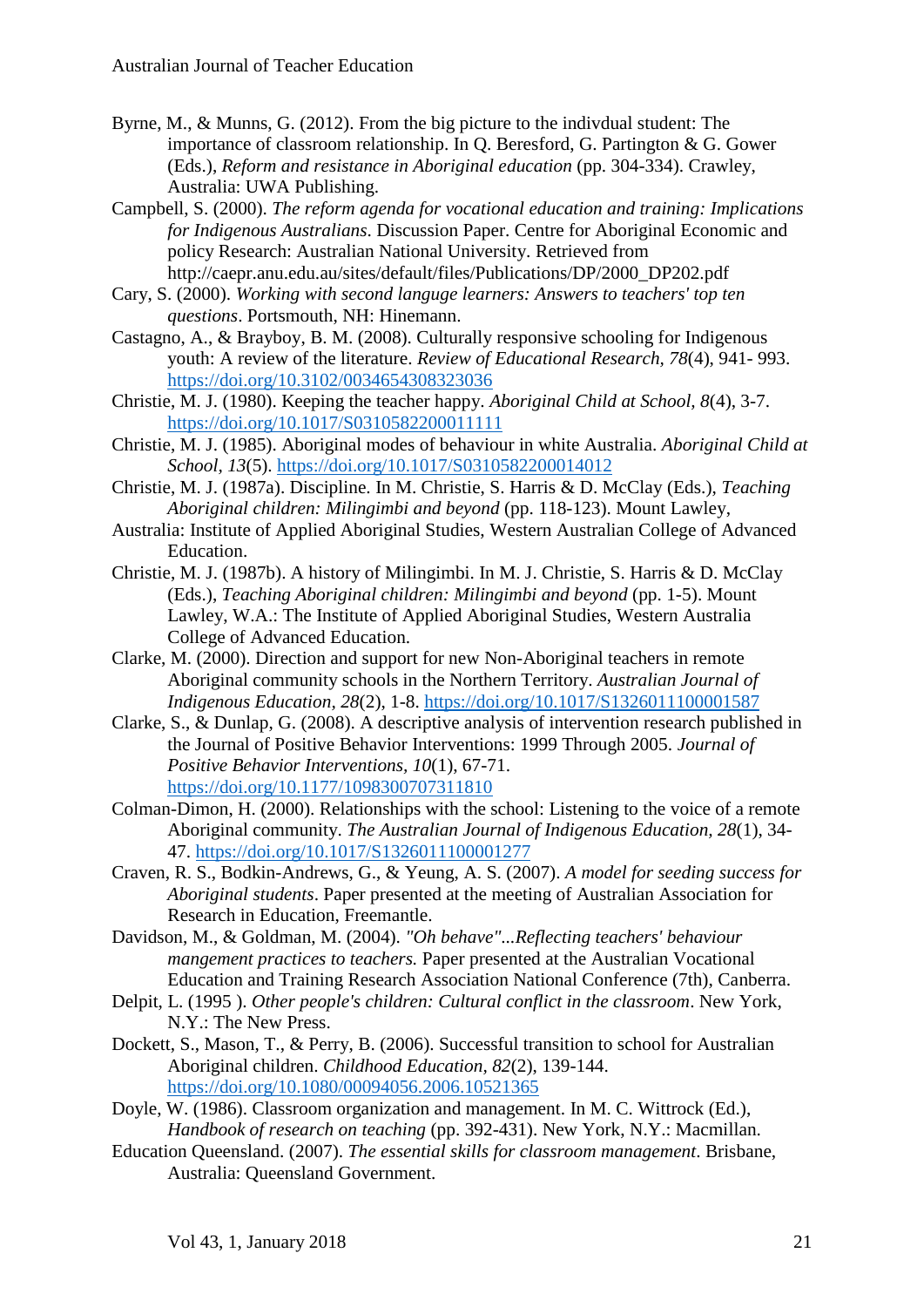Byrne, M., & Munns, G. (2012). From the big picture to the indivdual student: The importance of classroom relationship. In Q. Beresford, G. Partington & G. Gower (Eds.), *Reform and resistance in Aboriginal education* (pp. 304-334). Crawley, Australia: UWA Publishing.

Campbell, S. (2000). *The reform agenda for vocational education and training: Implications for Indigenous Australians*. Discussion Paper. Centre for Aboriginal Economic and policy Research: Australian National University. Retrieved from http://caepr.anu.edu.au/sites/default/files/Publications/DP/2000_DP202.pdf

Cary, S. (2000). *Working with second languge learners: Answers to teachers' top ten questions*. Portsmouth, NH: Hinemann.

Castagno, A., & Brayboy, B. M. (2008). Culturally responsive schooling for Indigenous youth: A review of the literature. *Review of Educational Research, 78*(4), 941- 993. https://doi.org/10.3102/0034654308323036

Christie, M. J. (1980). Keeping the teacher happy. *Aboriginal Child at School, 8*(4), 3-7. https://doi.org/10.1017/S0310582200011111

Christie, M. J. (1985). Aboriginal modes of behaviour in white Australia. *Aboriginal Child at School, 13*(5). https://doi.org/10.1017/S0310582200014012

Christie, M. J. (1987a). Discipline. In M. Christie, S. Harris & D. McClay (Eds.), *Teaching Aboriginal children: Milingimbi and beyond* (pp. 118-123). Mount Lawley, Australia: Institute of Applied Aboriginal Studies, Western Australian College of Advanced Education.

Christie, M. J. (1987b). A history of Milingimbi. In M. J. Christie, S. Harris & D. McClay (Eds.), *Teaching Aboriginal children: Milingimbi and beyond* (pp. 1-5). Mount Lawley, W.A.: The Institute of Applied Aboriginal Studies, Western Australia College of Advanced Education.

Clarke, M. (2000). Direction and support for new Non-Aboriginal teachers in remote Aboriginal community schools in the Northern Territory. *Australian Journal of Indigenous Education, 28*(2), 1-8. https://doi.org/10.1017/S1326011100001587

Clarke, S., & Dunlap, G. (2008). A descriptive analysis of intervention research published in the Journal of Positive Behavior Interventions: 1999 Through 2005. *Journal of Positive Behavior Interventions, 10*(1), 67-71. https://doi.org/10.1177/1098300707311810

Colman-Dimon, H. (2000). Relationships with the school: Listening to the voice of a remote Aboriginal community. *The Australian Journal of Indigenous Education, 28*(1), 34-47. https://doi.org/10.1017/S1326011100001277

Craven, R. S., Bodkin-Andrews, G., & Yeung, A. S. (2007). *A model for seeding success for Aboriginal students*. Paper presented at the meeting of Australian Association for Research in Education, Freemantle.

Davidson, M., & Goldman, M. (2004). *"Oh behave"...Reflecting teachers' behaviour mangement practices to teachers.* Paper presented at the Australian Vocational Education and Training Research Association National Conference (7th), Canberra.

Delpit, L. (1995 ). *Other people's children: Cultural conflict in the classroom*. New York, N.Y.: The New Press.

Dockett, S., Mason, T., & Perry, B. (2006). Successful transition to school for Australian Aboriginal children. *Childhood Education, 82*(2), 139-144. https://doi.org/10.1080/00094056.2006.10521365

Doyle, W. (1986). Classroom organization and management. In M. C. Wittrock (Ed.), *Handbook of research on teaching* (pp. 392-431). New York, N.Y.: Macmillan.

Education Queensland. (2007). *The essential skills for classroom management*. Brisbane, Australia: Queensland Government.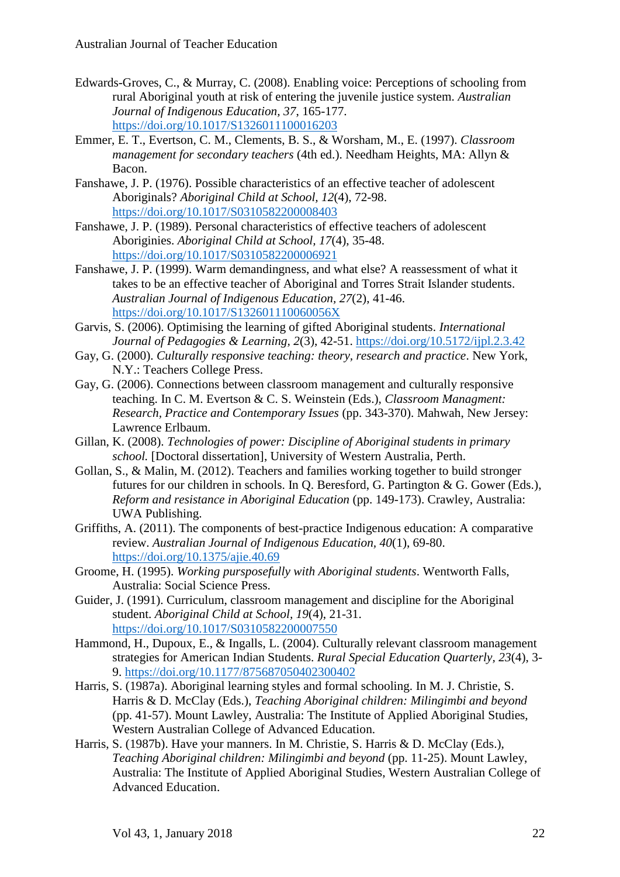Edwards-Groves, C., & Murray, C. (2008). Enabling voice: Perceptions of schooling from rural Aboriginal youth at risk of entering the juvenile justice system. *Australian Journal of Indigenous Education, 37*, 165-177. https://doi.org/10.1017/S1326011100016203

Emmer, E. T., Evertson, C. M., Clements, B. S., & Worsham, M., E. (1997). *Classroom management for secondary teachers* (4th ed.). Needham Heights, MA: Allyn & Bacon.

Fanshawe, J. P. (1976). Possible characteristics of an effective teacher of adolescent Aboriginals? *Aboriginal Child at School, 12*(4), 72-98. https://doi.org/10.1017/S0310582200008403

Fanshawe, J. P. (1989). Personal characteristics of effective teachers of adolescent Aboriginies. *Aboriginal Child at School, 17*(4), 35-48. https://doi.org/10.1017/S0310582200006921

Fanshawe, J. P. (1999). Warm demandingness, and what else? A reassessment of what it takes to be an effective teacher of Aboriginal and Torres Strait Islander students. *Australian Journal of Indigenous Education, 27*(2), 41-46. https://doi.org/10.1017/S132601110060056X

Garvis, S. (2006). Optimising the learning of gifted Aboriginal students. *International Journal of Pedagogies & Learning, 2*(3), 42-51. https://doi.org/10.5172/ijpl.2.3.42

Gay, G. (2000). *Culturally responsive teaching: theory, research and practice*. New York, N.Y.: Teachers College Press.

Gay, G. (2006). Connections between classroom management and culturally responsive teaching. In C. M. Evertson & C. S. Weinstein (Eds.), *Classroom Managment: Research, Practice and Contemporary Issues* (pp. 343-370). Mahwah, New Jersey: Lawrence Erlbaum.

Gillan, K. (2008). *Technologies of power: Discipline of Aboriginal students in primary school.* [Doctoral dissertation], University of Western Australia, Perth.

Gollan, S., & Malin, M. (2012). Teachers and families working together to build stronger futures for our children in schools. In Q. Beresford, G. Partington & G. Gower (Eds.), *Reform and resistance in Aboriginal Education* (pp. 149-173). Crawley, Australia: UWA Publishing.

Griffiths, A. (2011). The components of best-practice Indigenous education: A comparative review. *Australian Journal of Indigenous Education, 40*(1), 69-80. https://doi.org/10.1375/ajie.40.69

Groome, H. (1995). *Working purposefully with Aboriginal students*. Wentworth Falls, Australia: Social Science Press.

Guider, J. (1991). Curriculum, classroom management and discipline for the Aboriginal student. *Aboriginal Child at School, 19*(4), 21-31. https://doi.org/10.1017/S0310582200007550

Hammond, H., Dupoux, E., & Ingalls, L. (2004). Culturally relevant classroom management strategies for American Indian Students. *Rural Special Education Quarterly, 23*(4), 3-9. https://doi.org/10.1177/875687050402300402

Harris, S. (1987a). Aboriginal learning styles and formal schooling. In M. J. Christie, S. Harris & D. McClay (Eds.), *Teaching Aboriginal children: Milingimbi and beyond* (pp. 41-57). Mount Lawley, Australia: The Institute of Applied Aboriginal Studies, Western Australian College of Advanced Education.

Harris, S. (1987b). Have your manners. In M. Christie, S. Harris & D. McClay (Eds.), *Teaching Aboriginal children: Milingimbi and beyond* (pp. 11-25). Mount Lawley, Australia: The Institute of Applied Aboriginal Studies, Western Australian College of Advanced Education.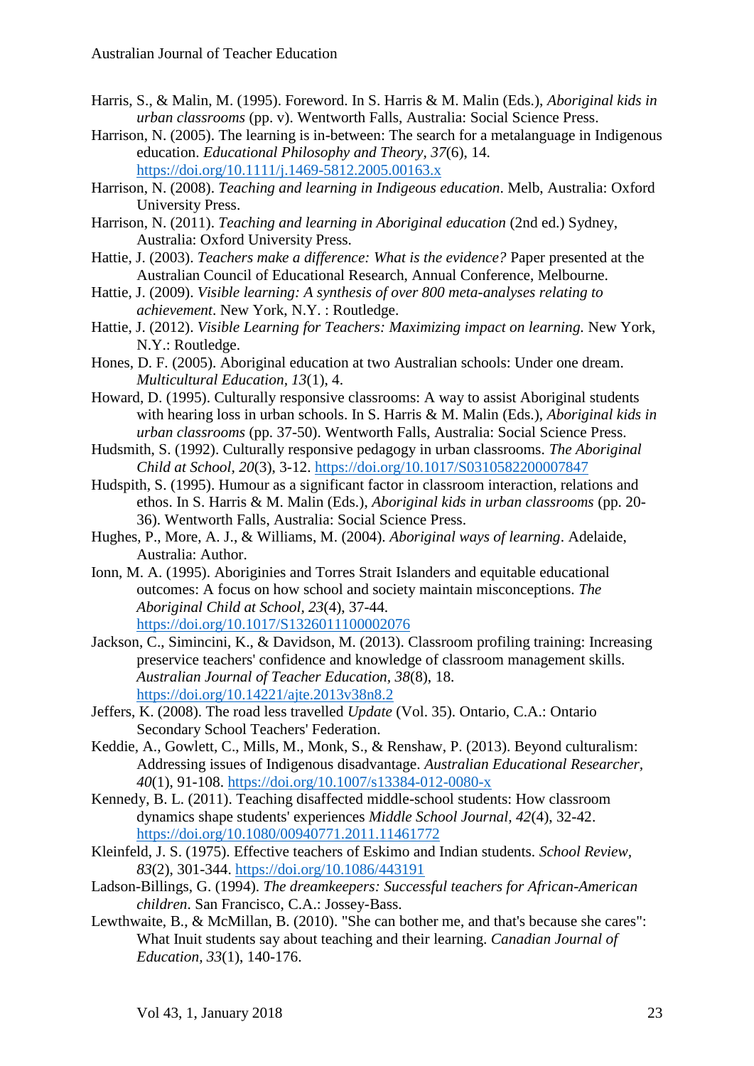Harris, S., & Malin, M. (1995). Foreword. In S. Harris & M. Malin (Eds.), *Aboriginal kids in urban classrooms* (pp. v). Wentworth Falls, Australia: Social Science Press.

Harrison, N. (2005). The learning is in-between: The search for a metalanguage in Indigenous education. *Educational Philosophy and Theory, 37*(6), 14. https://doi.org/10.1111/j.1469-5812.2005.00163.x

Harrison, N. (2008). *Teaching and learning in Indigeous education*. Melb, Australia: Oxford University Press.

Harrison, N. (2011). *Teaching and learning in Aboriginal education* (2nd ed.) Sydney, Australia: Oxford University Press.

Hattie, J. (2003). *Teachers make a difference: What is the evidence?* Paper presented at the Australian Council of Educational Research, Annual Conference, Melbourne.

Hattie, J. (2009). *Visible learning: A synthesis of over 800 meta-analyses relating to achievement*. New York, N.Y. : Routledge.

Hattie, J. (2012). *Visible Learning for Teachers: Maximizing impact on learning.* New York, N.Y.: Routledge.

Hones, D. F. (2005). Aboriginal education at two Australian schools: Under one dream. *Multicultural Education, 13*(1), 4.

Howard, D. (1995). Culturally responsive classrooms: A way to assist Aboriginal students with hearing loss in urban schools. In S. Harris & M. Malin (Eds.), *Aboriginal kids in urban classrooms* (pp. 37-50). Wentworth Falls, Australia: Social Science Press.

Hudsmith, S. (1992). Culturally responsive pedagogy in urban classrooms. *The Aboriginal Child at School, 20*(3), 3-12. https://doi.org/10.1017/S0310582200007847

Hudspith, S. (1995). Humour as a significant factor in classroom interaction, relations and ethos. In S. Harris & M. Malin (Eds.), *Aboriginal kids in urban classrooms* (pp. 20-36). Wentworth Falls, Australia: Social Science Press.

Hughes, P., More, A. J., & Williams, M. (2004). *Aboriginal ways of learning*. Adelaide, Australia: Author.

Ionn, M. A. (1995). Aboriginies and Torres Strait Islanders and equitable educational outcomes: A focus on how school and society maintain misconceptions. *The Aboriginal Child at School, 23*(4), 37-44. https://doi.org/10.1017/S1326011100002076

Jackson, C., Simincini, K., & Davidson, M. (2013). Classroom profiling training: Increasing preservice teachers' confidence and knowledge of classroom management skills. *Australian Journal of Teacher Education, 38*(8), 18. https://doi.org/10.14221/ajte.2013v38n8.2

Jeffers, K. (2008). The road less travelled *Update* (Vol. 35). Ontario, C.A.: Ontario Secondary School Teachers' Federation.

Keddie, A., Gowlett, C., Mills, M., Monk, S., & Renshaw, P. (2013). Beyond culturalism: Addressing issues of Indigenous disadvantage. *Australian Educational Researcher, 40*(1), 91-108. https://doi.org/10.1007/s13384-012-0080-x

Kennedy, B. L. (2011). Teaching disaffected middle-school students: How classroom dynamics shape students' experiences *Middle School Journal, 42*(4), 32-42. https://doi.org/10.1080/00940771.2011.11461772

Kleinfeld, J. S. (1975). Effective teachers of Eskimo and Indian students. *School Review, 83*(2), 301-344. https://doi.org/10.1086/443191

Ladson-Billings, G. (1994). *The dreamkeepers: Successful teachers for African-American children*. San Francisco, C.A.: Jossey-Bass.

Lewthwaite, B., & McMillan, B. (2010). "She can bother me, and that's because she cares": What Inuit students say about teaching and their learning. *Canadian Journal of Education, 33*(1), 140-176.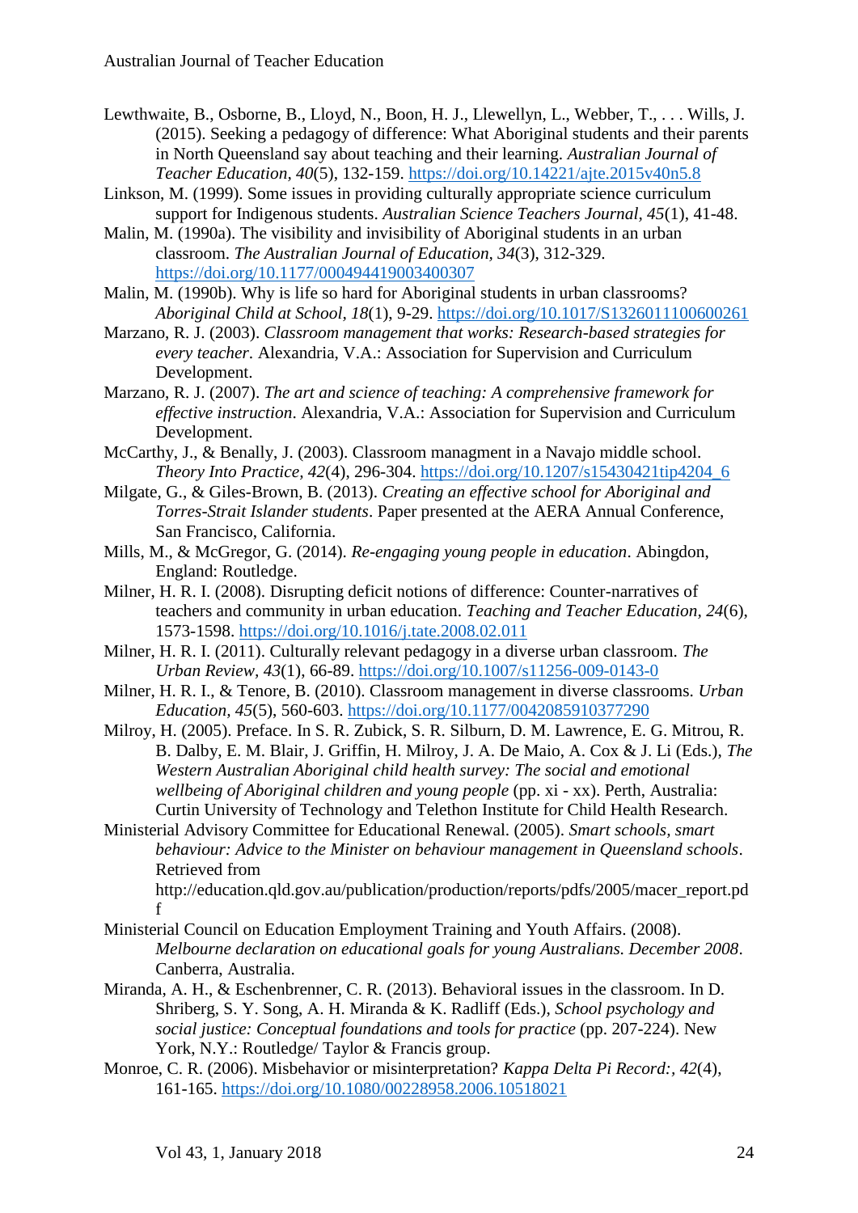Lewthwaite, B., Osborne, B., Lloyd, N., Boon, H. J., Llewellyn, L., Webber, T., . . . Wills, J. (2015). Seeking a pedagogy of difference: What Aboriginal students and their parents in North Queensland say about teaching and their learning. *Australian Journal of Teacher Education*, *40*(5), 132-159. https://doi.org/10.14221/ajte.2015v40n5.8

Linkson, M. (1999). Some issues in providing culturally appropriate science curriculum support for Indigenous students. *Australian Science Teachers Journal*, *45*(1), 41-48.

Malin, M. (1990a). The visibility and invisibility of Aboriginal students in an urban classroom. *The Australian Journal of Education*, *34*(3), 312-329. https://doi.org/10.1177/000494419003400307

Malin, M. (1990b). Why is life so hard for Aboriginal students in urban classrooms? *Aboriginal Child at School*, *18*(1), 9-29. https://doi.org/10.1017/S1326011100600261

Marzano, R. J. (2003). *Classroom management that works: Research-based strategies for every teacher*. Alexandria, V.A.: Association for Supervision and Curriculum Development.

Marzano, R. J. (2007). *The art and science of teaching: A comprehensive framework for effective instruction*. Alexandria, V.A.: Association for Supervision and Curriculum Development.

McCarthy, J., & Benally, J. (2003). Classroom managment in a Navajo middle school. *Theory Into Practice*, *42*(4), 296-304. https://doi.org/10.1207/s15430421tip4204_6

Milgate, G., & Giles-Brown, B. (2013). *Creating an effective school for Aboriginal and Torres-Strait Islander students*. Paper presented at the AERA Annual Conference, San Francisco, California.

Mills, M., & McGregor, G. (2014). *Re-engaging young people in education*. Abingdon, England: Routledge.

Milner, H. R. I. (2008). Disrupting deficit notions of difference: Counter-narratives of teachers and community in urban education. *Teaching and Teacher Education*, *24*(6), 1573-1598. https://doi.org/10.1016/j.tate.2008.02.011

Milner, H. R. I. (2011). Culturally relevant pedagogy in a diverse urban classroom. *The Urban Review*, *43*(1), 66-89. https://doi.org/10.1007/s11256-009-0143-0

Milner, H. R. I., & Tenore, B. (2010). Classroom management in diverse classrooms. *Urban Education*, *45*(5), 560-603. https://doi.org/10.1177/0042085910377290

Milroy, H. (2005). Preface. In S. R. Zubick, S. R. Silburn, D. M. Lawrence, E. G. Mitrou, R. B. Dalby, E. M. Blair, J. Griffin, H. Milroy, J. A. De Maio, A. Cox & J. Li (Eds.), *The Western Australian Aboriginal child health survey: The social and emotional wellbeing of Aboriginal children and young people* (pp. xi - xx). Perth, Australia: Curtin University of Technology and Telethon Institute for Child Health Research.

Ministerial Advisory Committee for Educational Renewal. (2005). *Smart schools, smart behaviour: Advice to the Minister on behaviour management in Queensland schools*. Retrieved from http://education.qld.gov.au/publication/production/reports/pdfs/2005/macer_report.pdf

Ministerial Council on Education Employment Training and Youth Affairs. (2008). *Melbourne declaration on educational goals for young Australians. December 2008*. Canberra, Australia.

Miranda, A. H., & Eschenbrenner, C. R. (2013). Behavioral issues in the classroom. In D. Shriberg, S. Y. Song, A. H. Miranda & K. Radliff (Eds.), *School psychology and social justice: Conceptual foundations and tools for practice* (pp. 207-224). New York, N.Y.: Routledge/ Taylor & Francis group.

Monroe, C. R. (2006). Misbehavior or misinterpretation? *Kappa Delta Pi Record:*, *42*(4), 161-165. https://doi.org/10.1080/00228958.2006.10518021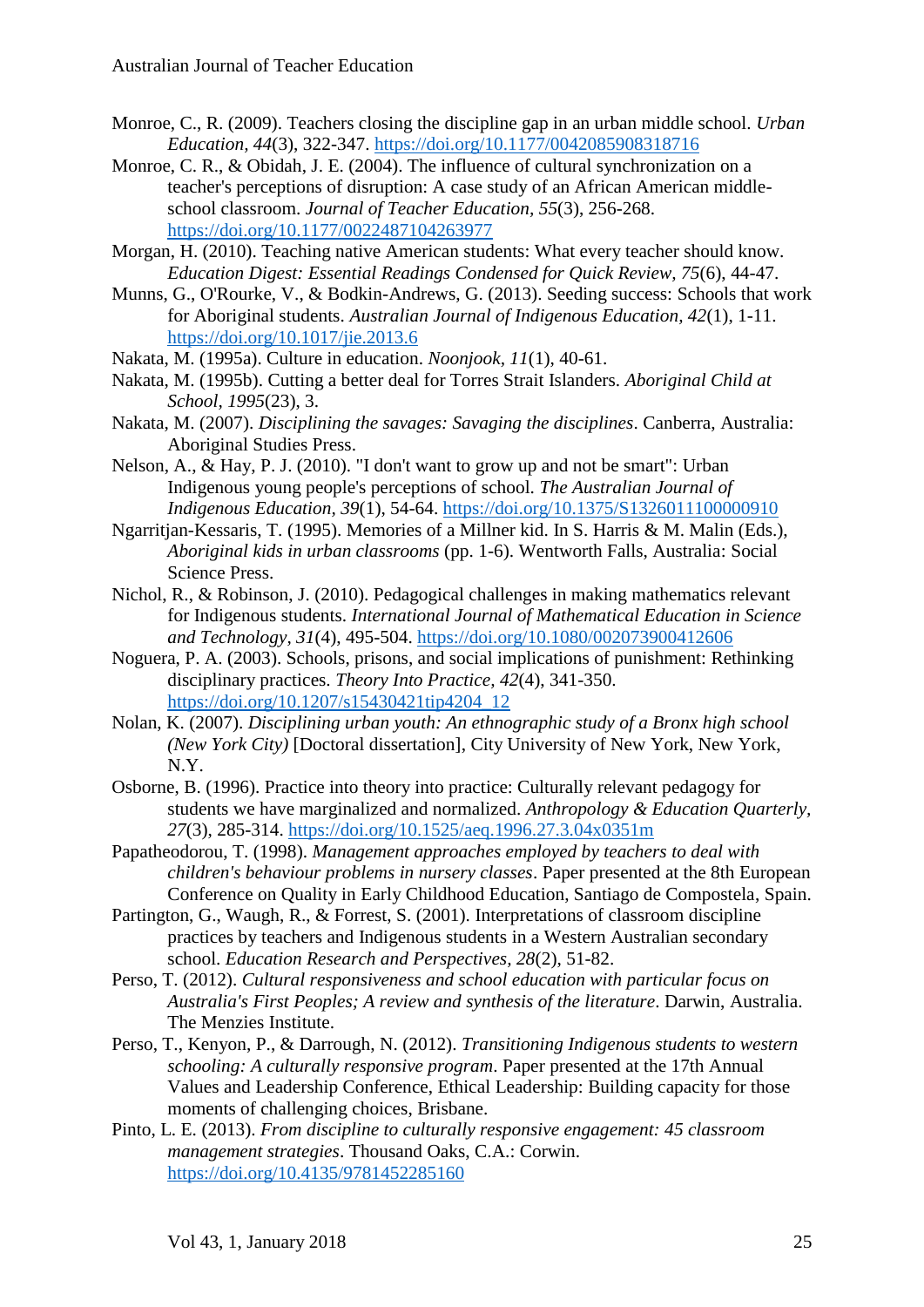Monroe, C., R. (2009). Teachers closing the discipline gap in an urban middle school. *Urban Education*, *44*(3), 322-347. https://doi.org/10.1177/0042085908318716

Monroe, C. R., & Obidah, J. E. (2004). The influence of cultural synchronization on a teacher's perceptions of disruption: A case study of an African American middle-school classroom. *Journal of Teacher Education*, *55*(3), 256-268. https://doi.org/10.1177/0022487104263977

Morgan, H. (2010). Teaching native American students: What every teacher should know. *Education Digest: Essential Readings Condensed for Quick Review*, *75*(6), 44-47.

Munns, G., O'Rourke, V., & Bodkin-Andrews, G. (2013). Seeding success: Schools that work for Aboriginal students. *Australian Journal of Indigenous Education*, *42*(1), 1-11. https://doi.org/10.1017/jie.2013.6

Nakata, M. (1995a). Culture in education. *Noonjook*, *11*(1), 40-61.

Nakata, M. (1995b). Cutting a better deal for Torres Strait Islanders. *Aboriginal Child at School*, *1995*(23), 3.

Nakata, M. (2007). *Disciplining the savages: Savaging the disciplines*. Canberra, Australia: Aboriginal Studies Press.

Nelson, A., & Hay, P. J. (2010). "I don't want to grow up and not be smart": Urban Indigenous young people's perceptions of school. *The Australian Journal of Indigenous Education*, *39*(1), 54-64. https://doi.org/10.1375/S1326011100000910

Ngarritjan-Kessaris, T. (1995). Memories of a Millner kid. In S. Harris & M. Malin (Eds.), *Aboriginal kids in urban classrooms* (pp. 1-6). Wentworth Falls, Australia: Social Science Press.

Nichol, R., & Robinson, J. (2010). Pedagogical challenges in making mathematics relevant for Indigenous students. *International Journal of Mathematical Education in Science and Technology*, *31*(4), 495-504. https://doi.org/10.1080/002073900412606

Noguera, P. A. (2003). Schools, prisons, and social implications of punishment: Rethinking disciplinary practices. *Theory Into Practice*, *42*(4), 341-350. https://doi.org/10.1207/s15430421tip4204_12

Nolan, K. (2007). *Disciplining urban youth: An ethnographic study of a Bronx high school (New York City)* [Doctoral dissertation], City University of New York, New York, N.Y.

Osborne, B. (1996). Practice into theory into practice: Culturally relevant pedagogy for students we have marginalized and normalized. *Anthropology & Education Quarterly*, *27*(3), 285-314. https://doi.org/10.1525/aeq.1996.27.3.04x0351m

Papatheodorou, T. (1998). *Management approaches employed by teachers to deal with children's behaviour problems in nursery classes*. Paper presented at the 8th European Conference on Quality in Early Childhood Education, Santiago de Compostela, Spain.

Partington, G., Waugh, R., & Forrest, S. (2001). Interpretations of classroom discipline practices by teachers and Indigenous students in a Western Australian secondary school. *Education Research and Perspectives*, *28*(2), 51-82.

Perso, T. (2012). *Cultural responsiveness and school education with particular focus on Australia's First Peoples; A review and synthesis of the literature*. Darwin, Australia. The Menzies Institute.

Perso, T., Kenyon, P., & Darrough, N. (2012). *Transitioning Indigenous students to western schooling: A culturally responsive program*. Paper presented at the 17th Annual Values and Leadership Conference, Ethical Leadership: Building capacity for those moments of challenging choices, Brisbane.

Pinto, L. E. (2013). *From discipline to culturally responsive engagement: 45 classroom management strategies*. Thousand Oaks, C.A.: Corwin. https://doi.org/10.4135/9781452285160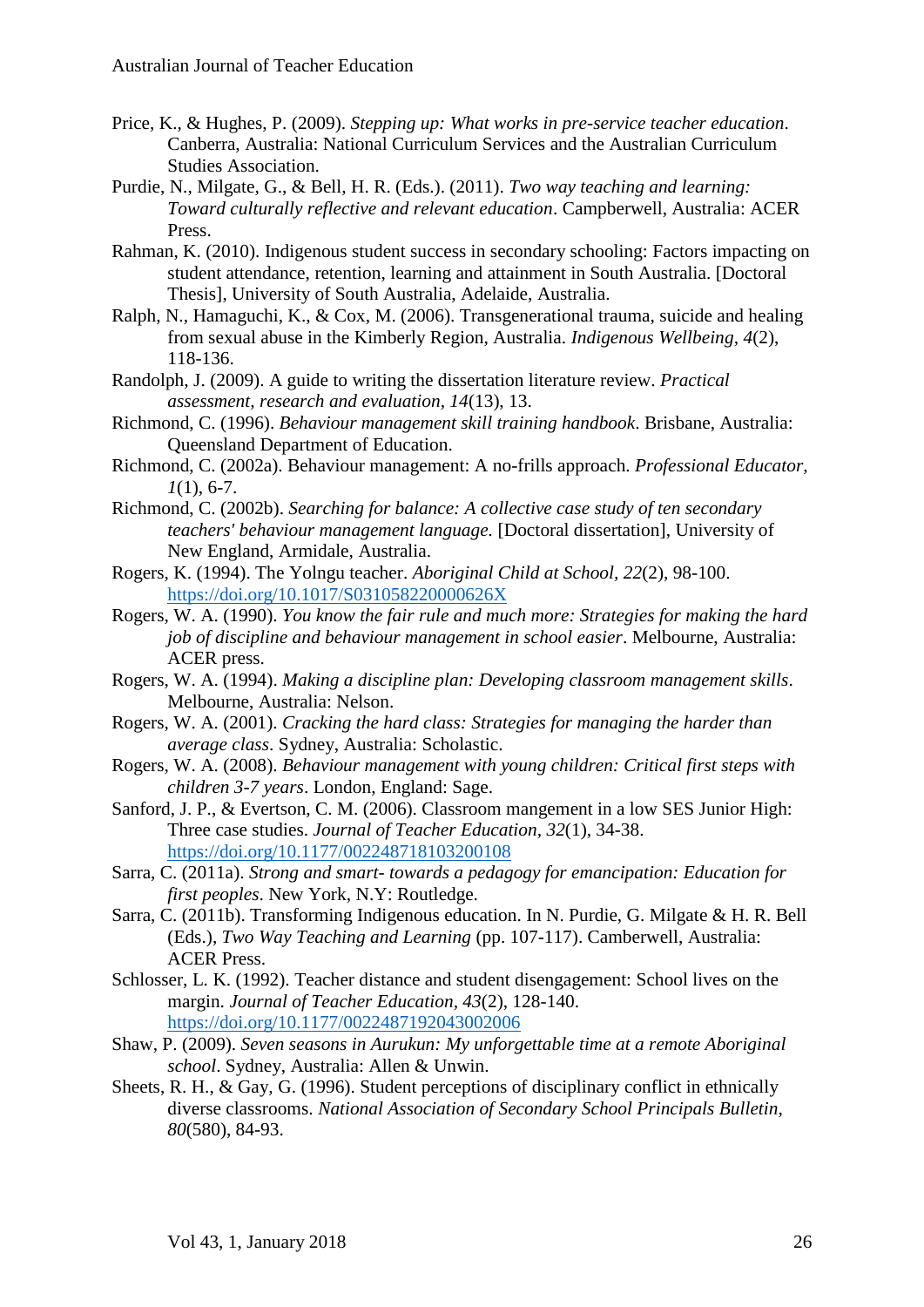Price, K., & Hughes, P. (2009). *Stepping up: What works in pre-service teacher education*. Canberra, Australia: National Curriculum Services and the Australian Curriculum Studies Association.

Purdie, N., Milgate, G., & Bell, H. R. (Eds.). (2011). *Two way teaching and learning: Toward culturally reflective and relevant education*. Campberwell, Australia: ACER Press.

Rahman, K. (2010). Indigenous student success in secondary schooling: Factors impacting on student attendance, retention, learning and attainment in South Australia. [Doctoral Thesis], University of South Australia, Adelaide, Australia.

Ralph, N., Hamaguchi, K., & Cox, M. (2006). Transgenerational trauma, suicide and healing from sexual abuse in the Kimberly Region, Australia. *Indigenous Wellbeing, 4*(2), 118-136.

Randolph, J. (2009). A guide to writing the dissertation literature review. *Practical assessment, research and evaluation, 14*(13), 13.

Richmond, C. (1996). *Behaviour management skill training handbook*. Brisbane, Australia: Queensland Department of Education.

Richmond, C. (2002a). Behaviour management: A no-frills approach. *Professional Educator, 1*(1), 6-7.

Richmond, C. (2002b). *Searching for balance: A collective case study of ten secondary teachers' behaviour management language.* [Doctoral dissertation], University of New England, Armidale, Australia.

Rogers, K. (1994). The Yolngu teacher. *Aboriginal Child at School, 22*(2), 98-100. https://doi.org/10.1017/S031058220000626X

Rogers, W. A. (1990). *You know the fair rule and much more: Strategies for making the hard job of discipline and behaviour management in school easier*. Melbourne, Australia: ACER press.

Rogers, W. A. (1994). *Making a discipline plan: Developing classroom management skills*. Melbourne, Australia: Nelson.

Rogers, W. A. (2001). *Cracking the hard class: Strategies for managing the harder than average class*. Sydney, Australia: Scholastic.

Rogers, W. A. (2008). *Behaviour management with young children: Critical first steps with children 3-7 years*. London, England: Sage.

Sanford, J. P., & Evertson, C. M. (2006). Classroom mangement in a low SES Junior High: Three case studies. *Journal of Teacher Education, 32*(1), 34-38. https://doi.org/10.1177/002248718103200108

Sarra, C. (2011a). *Strong and smart- towards a pedagogy for emancipation: Education for first peoples*. New York, N.Y: Routledge.

Sarra, C. (2011b). Transforming Indigenous education. In N. Purdie, G. Milgate & H. R. Bell (Eds.), *Two Way Teaching and Learning* (pp. 107-117). Camberwell, Australia: ACER Press.

Schlosser, L. K. (1992). Teacher distance and student disengagement: School lives on the margin. *Journal of Teacher Education, 43*(2), 128-140. https://doi.org/10.1177/0022487192043002006

Shaw, P. (2009). *Seven seasons in Aurukun: My unforgettable time at a remote Aboriginal school*. Sydney, Australia: Allen & Unwin.

Sheets, R. H., & Gay, G. (1996). Student perceptions of disciplinary conflict in ethnically diverse classrooms. *National Association of Secondary School Principals Bulletin, 80*(580), 84-93.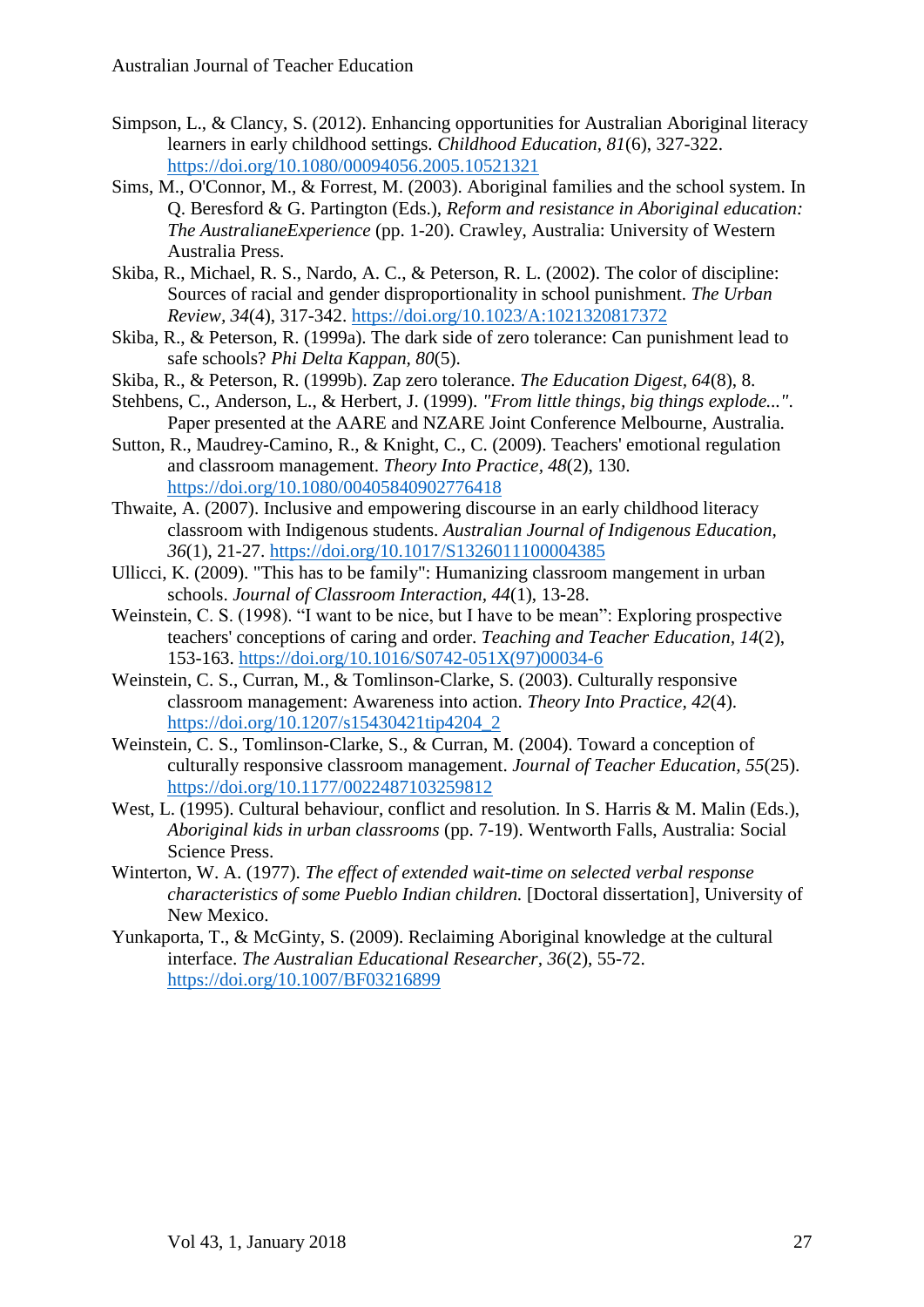Simpson, L., & Clancy, S. (2012). Enhancing opportunities for Australian Aboriginal literacy learners in early childhood settings. *Childhood Education, 81*(6), 327-322. https://doi.org/10.1080/00094056.2005.10521321

Sims, M., O'Connor, M., & Forrest, M. (2003). Aboriginal families and the school system. In Q. Beresford & G. Partington (Eds.), *Reform and resistance in Aboriginal education: The AustralianeExperience* (pp. 1-20). Crawley, Australia: University of Western Australia Press.

Skiba, R., Michael, R. S., Nardo, A. C., & Peterson, R. L. (2002). The color of discipline: Sources of racial and gender disproportionality in school punishment. *The Urban Review, 34*(4), 317-342. https://doi.org/10.1023/A:1021320817372

Skiba, R., & Peterson, R. (1999a). The dark side of zero tolerance: Can punishment lead to safe schools? *Phi Delta Kappan, 80*(5).

Skiba, R., & Peterson, R. (1999b). Zap zero tolerance. *The Education Digest, 64*(8), 8.

Stehbens, C., Anderson, L., & Herbert, J. (1999). *"From little things, big things explode..."*. Paper presented at the AARE and NZARE Joint Conference Melbourne, Australia.

Sutton, R., Maudrey-Camino, R., & Knight, C., C. (2009). Teachers' emotional regulation and classroom management. *Theory Into Practice, 48*(2), 130. https://doi.org/10.1080/00405840902776418

Thwaite, A. (2007). Inclusive and empowering discourse in an early childhood literacy classroom with Indigenous students. *Australian Journal of Indigenous Education, 36*(1), 21-27. https://doi.org/10.1017/S1326011100004385

Ullicci, K. (2009). "This has to be family": Humanizing classroom mangement in urban schools. *Journal of Classroom Interaction, 44*(1), 13-28.

Weinstein, C. S. (1998). "I want to be nice, but I have to be mean": Exploring prospective teachers' conceptions of caring and order. *Teaching and Teacher Education, 14*(2), 153-163. https://doi.org/10.1016/S0742-051X(97)00034-6

Weinstein, C. S., Curran, M., & Tomlinson-Clarke, S. (2003). Culturally responsive classroom management: Awareness into action. *Theory Into Practice, 42*(4). https://doi.org/10.1207/s15430421tip4204_2

Weinstein, C. S., Tomlinson-Clarke, S., & Curran, M. (2004). Toward a conception of culturally responsive classroom management. *Journal of Teacher Education, 55*(25). https://doi.org/10.1177/0022487103259812

West, L. (1995). Cultural behaviour, conflict and resolution. In S. Harris & M. Malin (Eds.), *Aboriginal kids in urban classrooms* (pp. 7-19). Wentworth Falls, Australia: Social Science Press.

Winterton, W. A. (1977). *The effect of extended wait-time on selected verbal response characteristics of some Pueblo Indian children.* [Doctoral dissertation], University of New Mexico.

Yunkaporta, T., & McGinty, S. (2009). Reclaiming Aboriginal knowledge at the cultural interface. *The Australian Educational Researcher, 36*(2), 55-72. https://doi.org/10.1007/BF03216899